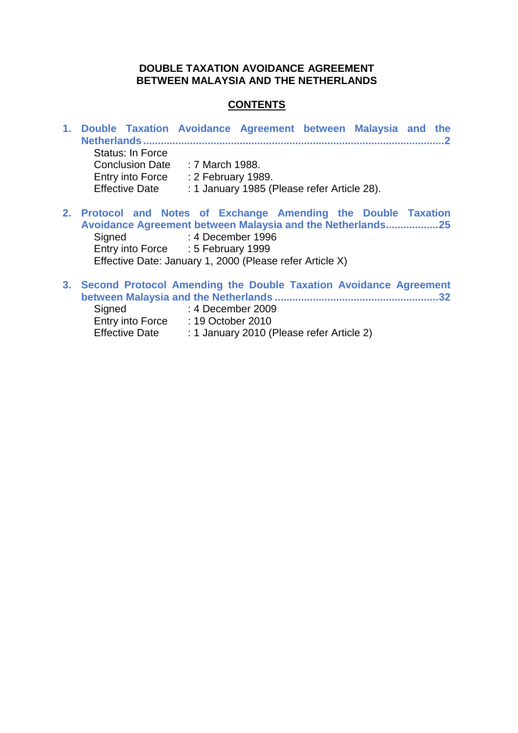**DOUBLE TAXATION AVOIDANCE AGREEMENT**
**BETWEEN MALAYSIA AND THE NETHERLANDS**

**CONTENTS**

1. **Double Taxation Avoidance Agreement between Malaysia and the Netherlands................................................................................................2**
   Status: In Force
   Conclusion Date : 7 March 1988.
   Entry into Force : 2 February 1989.
   Effective Date : 1 January 1985 (Please refer Article 28).

2. **Protocol and Notes of Exchange Amending the Double Taxation Avoidance Agreement between Malaysia and the Netherlands..................25**
   Signed : 4 December 1996
   Entry into Force : 5 February 1999
   Effective Date: January 1, 2000 (Please refer Article X)

3. **Second Protocol Amending the Double Taxation Avoidance Agreement between Malaysia and the Netherlands.......................................................32**
   Signed : 4 December 2009
   Entry into Force : 19 October 2010
   Effective Date : 1 January 2010 (Please refer Article 2)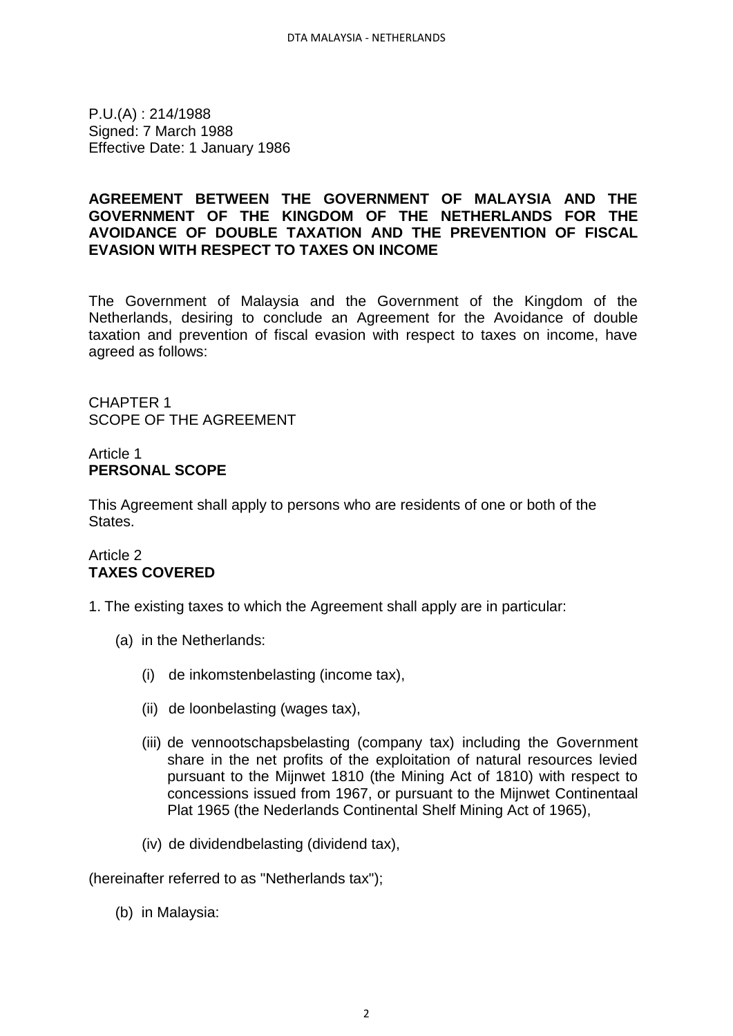P.U.(A) : 214/1988
Signed: 7 March 1988
Effective Date: 1 January 1986

# AGREEMENT BETWEEN THE GOVERNMENT OF MALAYSIA AND THE GOVERNMENT OF THE KINGDOM OF THE NETHERLANDS FOR THE AVOIDANCE OF DOUBLE TAXATION AND THE PREVENTION OF FISCAL EVASION WITH RESPECT TO TAXES ON INCOME

The Government of Malaysia and the Government of the Kingdom of the Netherlands, desiring to conclude an Agreement for the Avoidance of double taxation and prevention of fiscal evasion with respect to taxes on income, have agreed as follows:

## CHAPTER 1
## SCOPE OF THE AGREEMENT

### Article 1
### PERSONAL SCOPE

This Agreement shall apply to persons who are residents of one or both of the States.

### Article 2
### TAXES COVERED

1. The existing taxes to which the Agreement shall apply are in particular:

   (a) in the Netherlands:

      (i) de inkomstenbelasting (income tax),

      (ii) de loonbelasting (wages tax),

      (iii) de vennootschapsbelasting (company tax) including the Government share in the net profits of the exploitation of natural resources levied pursuant to the Mijnwet 1810 (the Mining Act of 1810) with respect to concessions issued from 1967, or pursuant to the Mijnwet Continentaal Plat 1965 (the Nederlands Continental Shelf Mining Act of 1965),

      (iv) de dividendbelasting (dividend tax),

(hereinafter referred to as "Netherlands tax");

   (b) in Malaysia: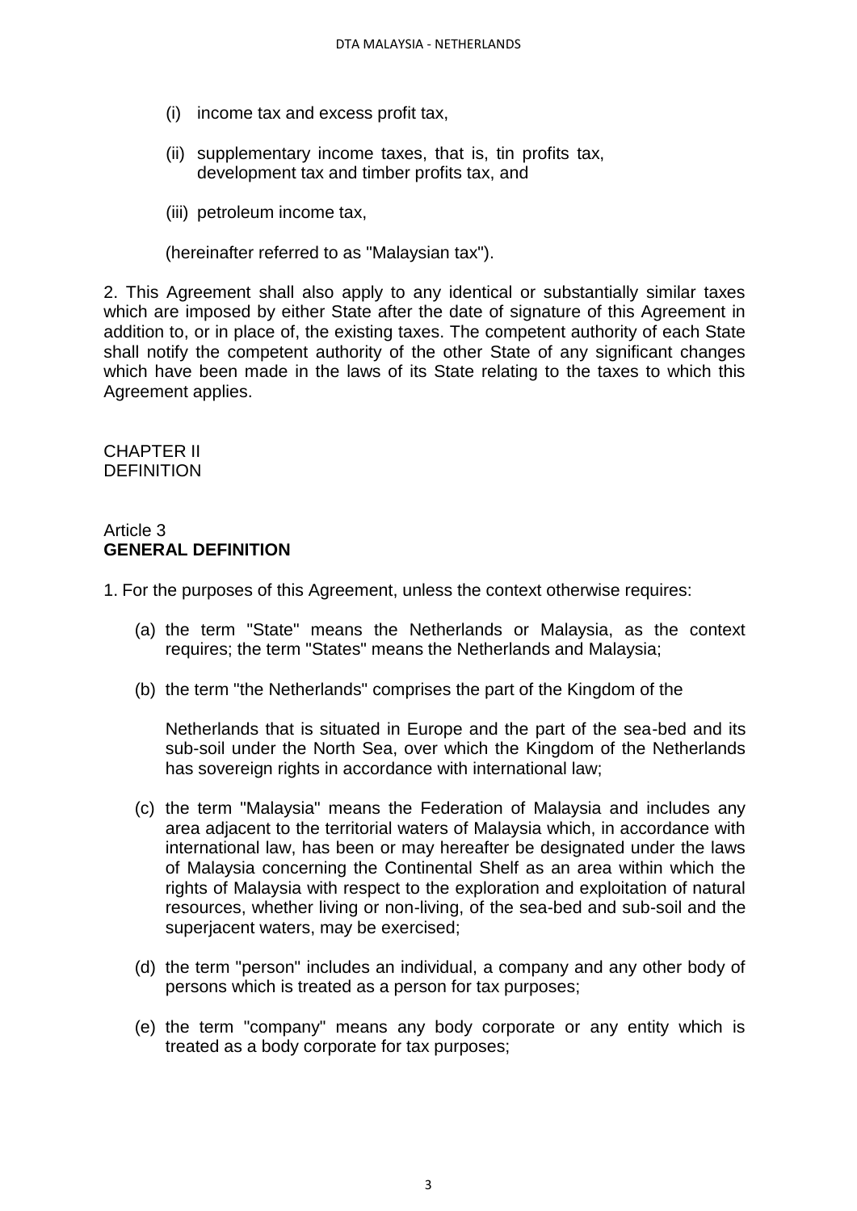(i) income tax and excess profit tax,

(ii) supplementary income taxes, that is, tin profits tax, development tax and timber profits tax, and

(iii) petroleum income tax,

(hereinafter referred to as "Malaysian tax").

2. This Agreement shall also apply to any identical or substantially similar taxes which are imposed by either State after the date of signature of this Agreement in addition to, or in place of, the existing taxes. The competent authority of each State shall notify the competent authority of the other State of any significant changes which have been made in the laws of its State relating to the taxes to which this Agreement applies.

## CHAPTER II
## DEFINITION

### Article 3
### **GENERAL DEFINITION**

1. For the purposes of this Agreement, unless the context otherwise requires:

(a) the term "State" means the Netherlands or Malaysia, as the context requires; the term "States" means the Netherlands and Malaysia;

(b) the term "the Netherlands" comprises the part of the Kingdom of the

Netherlands that is situated in Europe and the part of the sea-bed and its sub-soil under the North Sea, over which the Kingdom of the Netherlands has sovereign rights in accordance with international law;

(c) the term "Malaysia" means the Federation of Malaysia and includes any area adjacent to the territorial waters of Malaysia which, in accordance with international law, has been or may hereafter be designated under the laws of Malaysia concerning the Continental Shelf as an area within which the rights of Malaysia with respect to the exploration and exploitation of natural resources, whether living or non-living, of the sea-bed and sub-soil and the superjacent waters, may be exercised;

(d) the term "person" includes an individual, a company and any other body of persons which is treated as a person for tax purposes;

(e) the term "company" means any body corporate or any entity which is treated as a body corporate for tax purposes;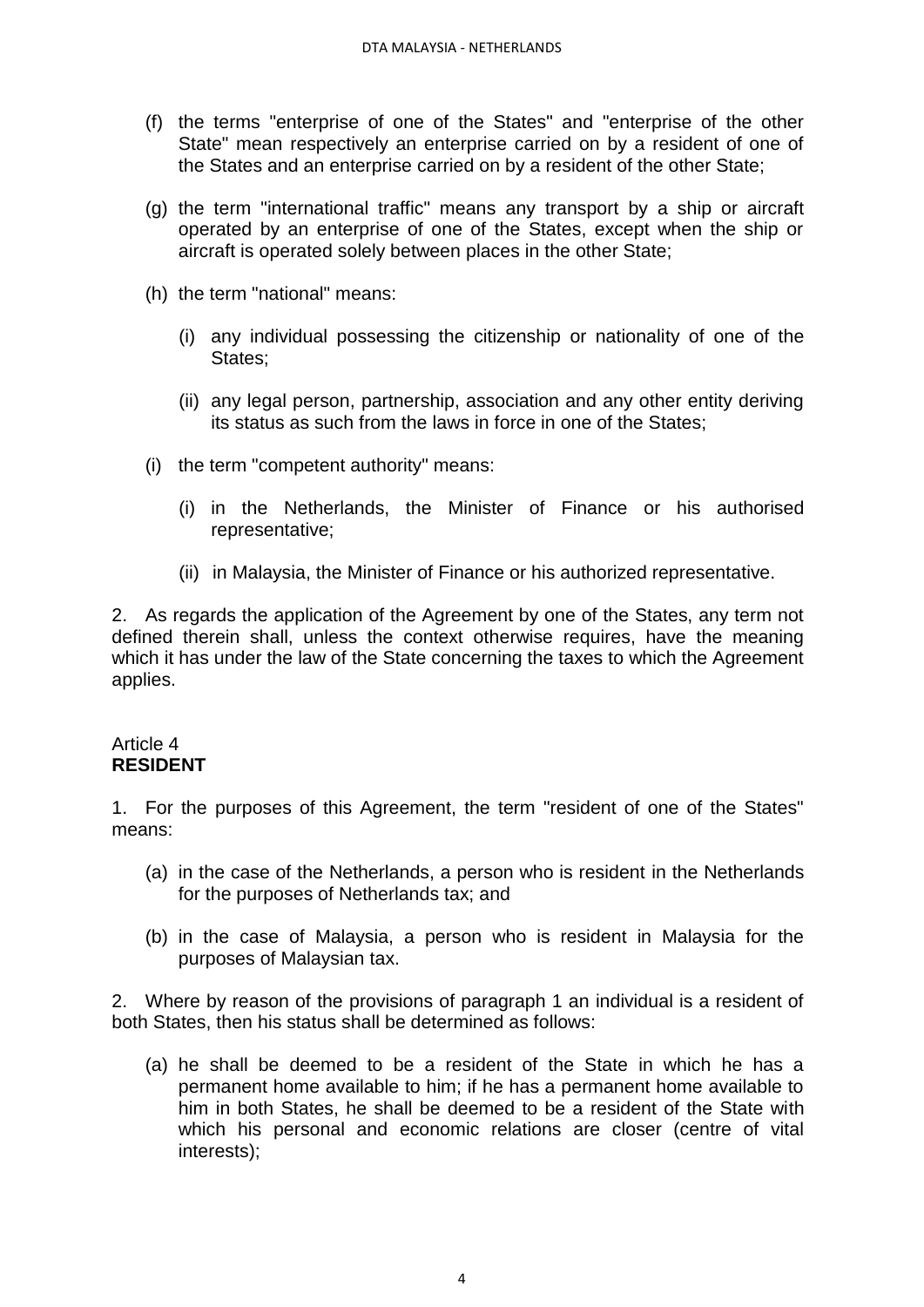(f) the terms "enterprise of one of the States" and "enterprise of the other State" mean respectively an enterprise carried on by a resident of one of the States and an enterprise carried on by a resident of the other State;

(g) the term "international traffic" means any transport by a ship or aircraft operated by an enterprise of one of the States, except when the ship or aircraft is operated solely between places in the other State;

(h) the term "national" means:

   (i) any individual possessing the citizenship or nationality of one of the States;

   (ii) any legal person, partnership, association and any other entity deriving its status as such from the laws in force in one of the States;

(i) the term "competent authority" means:

   (i) in the Netherlands, the Minister of Finance or his authorised representative;

   (ii) in Malaysia, the Minister of Finance or his authorized representative.

2. As regards the application of the Agreement by one of the States, any term not defined therein shall, unless the context otherwise requires, have the meaning which it has under the law of the State concerning the taxes to which the Agreement applies.

Article 4
**RESIDENT**

1. For the purposes of this Agreement, the term "resident of one of the States" means:

(a) in the case of the Netherlands, a person who is resident in the Netherlands for the purposes of Netherlands tax; and

(b) in the case of Malaysia, a person who is resident in Malaysia for the purposes of Malaysian tax.

2. Where by reason of the provisions of paragraph 1 an individual is a resident of both States, then his status shall be determined as follows:

(a) he shall be deemed to be a resident of the State in which he has a permanent home available to him; if he has a permanent home available to him in both States, he shall be deemed to be a resident of the State with which his personal and economic relations are closer (centre of vital interests);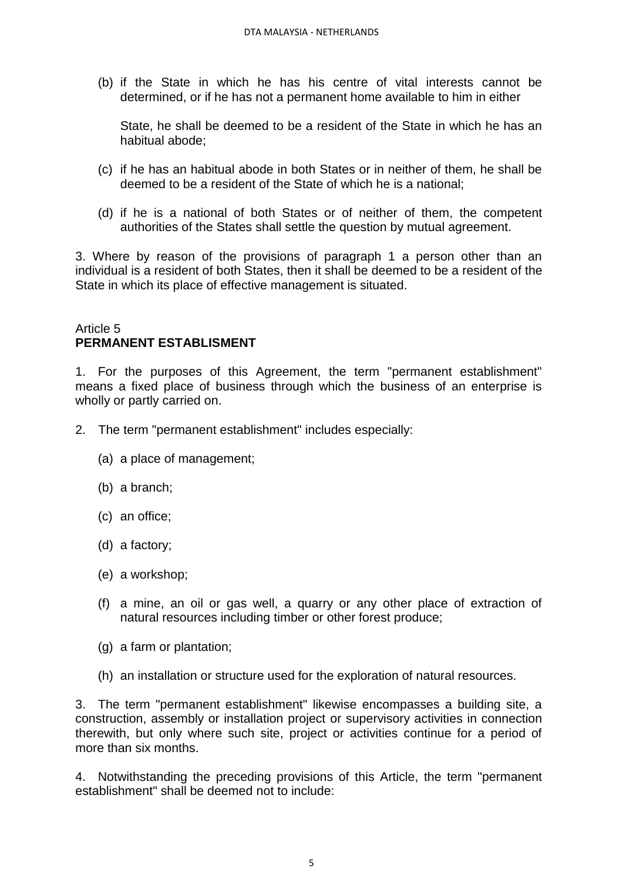(b) if the State in which he has his centre of vital interests cannot be determined, or if he has not a permanent home available to him in either State, he shall be deemed to be a resident of the State in which he has an habitual abode;

(c) if he has an habitual abode in both States or in neither of them, he shall be deemed to be a resident of the State of which he is a national;

(d) if he is a national of both States or of neither of them, the competent authorities of the States shall settle the question by mutual agreement.

3. Where by reason of the provisions of paragraph 1 a person other than an individual is a resident of both States, then it shall be deemed to be a resident of the State in which its place of effective management is situated.

Article 5
## PERMANENT ESTABLISMENT

1. For the purposes of this Agreement, the term "permanent establishment" means a fixed place of business through which the business of an enterprise is wholly or partly carried on.

2. The term "permanent establishment" includes especially:

(a) a place of management;

(b) a branch;

(c) an office;

(d) a factory;

(e) a workshop;

(f) a mine, an oil or gas well, a quarry or any other place of extraction of natural resources including timber or other forest produce;

(g) a farm or plantation;

(h) an installation or structure used for the exploration of natural resources.

3. The term "permanent establishment" likewise encompasses a building site, a construction, assembly or installation project or supervisory activities in connection therewith, but only where such site, project or activities continue for a period of more than six months.

4. Notwithstanding the preceding provisions of this Article, the term "permanent establishment" shall be deemed not to include: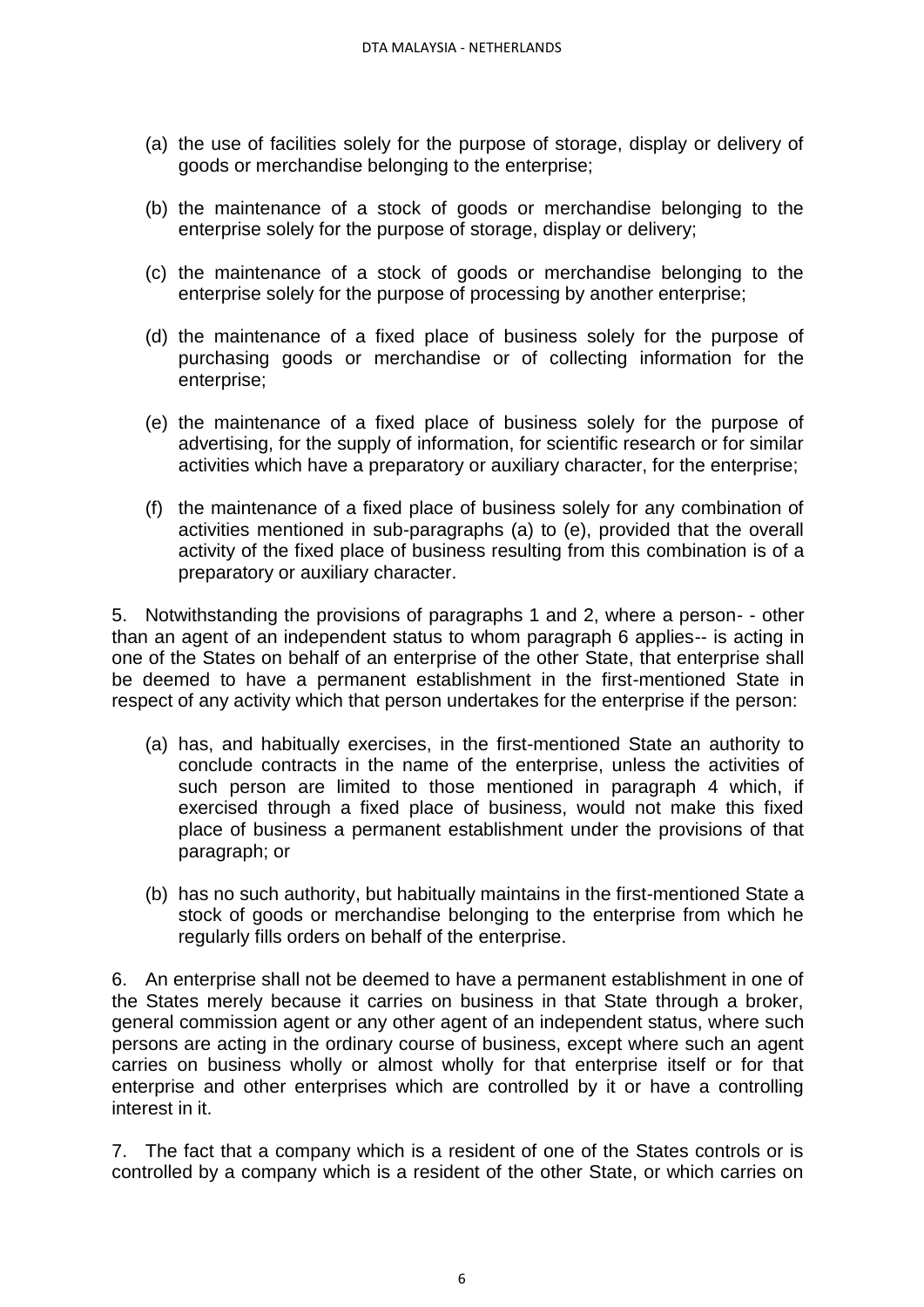(a) the use of facilities solely for the purpose of storage, display or delivery of goods or merchandise belonging to the enterprise;

(b) the maintenance of a stock of goods or merchandise belonging to the enterprise solely for the purpose of storage, display or delivery;

(c) the maintenance of a stock of goods or merchandise belonging to the enterprise solely for the purpose of processing by another enterprise;

(d) the maintenance of a fixed place of business solely for the purpose of purchasing goods or merchandise or of collecting information for the enterprise;

(e) the maintenance of a fixed place of business solely for the purpose of advertising, for the supply of information, for scientific research or for similar activities which have a preparatory or auxiliary character, for the enterprise;

(f) the maintenance of a fixed place of business solely for any combination of activities mentioned in sub-paragraphs (a) to (e), provided that the overall activity of the fixed place of business resulting from this combination is of a preparatory or auxiliary character.

5. Notwithstanding the provisions of paragraphs 1 and 2, where a person- - other than an agent of an independent status to whom paragraph 6 applies-- is acting in one of the States on behalf of an enterprise of the other State, that enterprise shall be deemed to have a permanent establishment in the first-mentioned State in respect of any activity which that person undertakes for the enterprise if the person:

(a) has, and habitually exercises, in the first-mentioned State an authority to conclude contracts in the name of the enterprise, unless the activities of such person are limited to those mentioned in paragraph 4 which, if exercised through a fixed place of business, would not make this fixed place of business a permanent establishment under the provisions of that paragraph; or

(b) has no such authority, but habitually maintains in the first-mentioned State a stock of goods or merchandise belonging to the enterprise from which he regularly fills orders on behalf of the enterprise.

6. An enterprise shall not be deemed to have a permanent establishment in one of the States merely because it carries on business in that State through a broker, general commission agent or any other agent of an independent status, where such persons are acting in the ordinary course of business, except where such an agent carries on business wholly or almost wholly for that enterprise itself or for that enterprise and other enterprises which are controlled by it or have a controlling interest in it.

7. The fact that a company which is a resident of one of the States controls or is controlled by a company which is a resident of the other State, or which carries on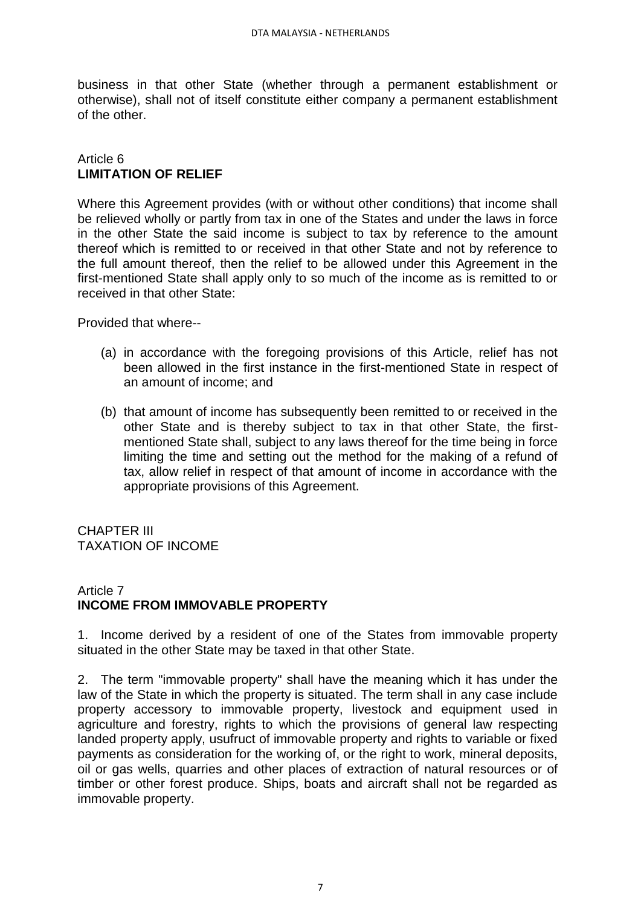business in that other State (whether through a permanent establishment or otherwise), shall not of itself constitute either company a permanent establishment of the other.

## Article 6
**LIMITATION OF RELIEF**

Where this Agreement provides (with or without other conditions) that income shall be relieved wholly or partly from tax in one of the States and under the laws in force in the other State the said income is subject to tax by reference to the amount thereof which is remitted to or received in that other State and not by reference to the full amount thereof, then the relief to be allowed under this Agreement in the first-mentioned State shall apply only to so much of the income as is remitted to or received in that other State:

Provided that where--

(a) in accordance with the foregoing provisions of this Article, relief has not been allowed in the first instance in the first-mentioned State in respect of an amount of income; and

(b) that amount of income has subsequently been remitted to or received in the other State and is thereby subject to tax in that other State, the first-mentioned State shall, subject to any laws thereof for the time being in force limiting the time and setting out the method for the making of a refund of tax, allow relief in respect of that amount of income in accordance with the appropriate provisions of this Agreement.

# CHAPTER III
TAXATION OF INCOME

## Article 7
**INCOME FROM IMMOVABLE PROPERTY**

1. Income derived by a resident of one of the States from immovable property situated in the other State may be taxed in that other State.

2. The term "immovable property" shall have the meaning which it has under the law of the State in which the property is situated. The term shall in any case include property accessory to immovable property, livestock and equipment used in agriculture and forestry, rights to which the provisions of general law respecting landed property apply, usufruct of immovable property and rights to variable or fixed payments as consideration for the working of, or the right to work, mineral deposits, oil or gas wells, quarries and other places of extraction of natural resources or of timber or other forest produce. Ships, boats and aircraft shall not be regarded as immovable property.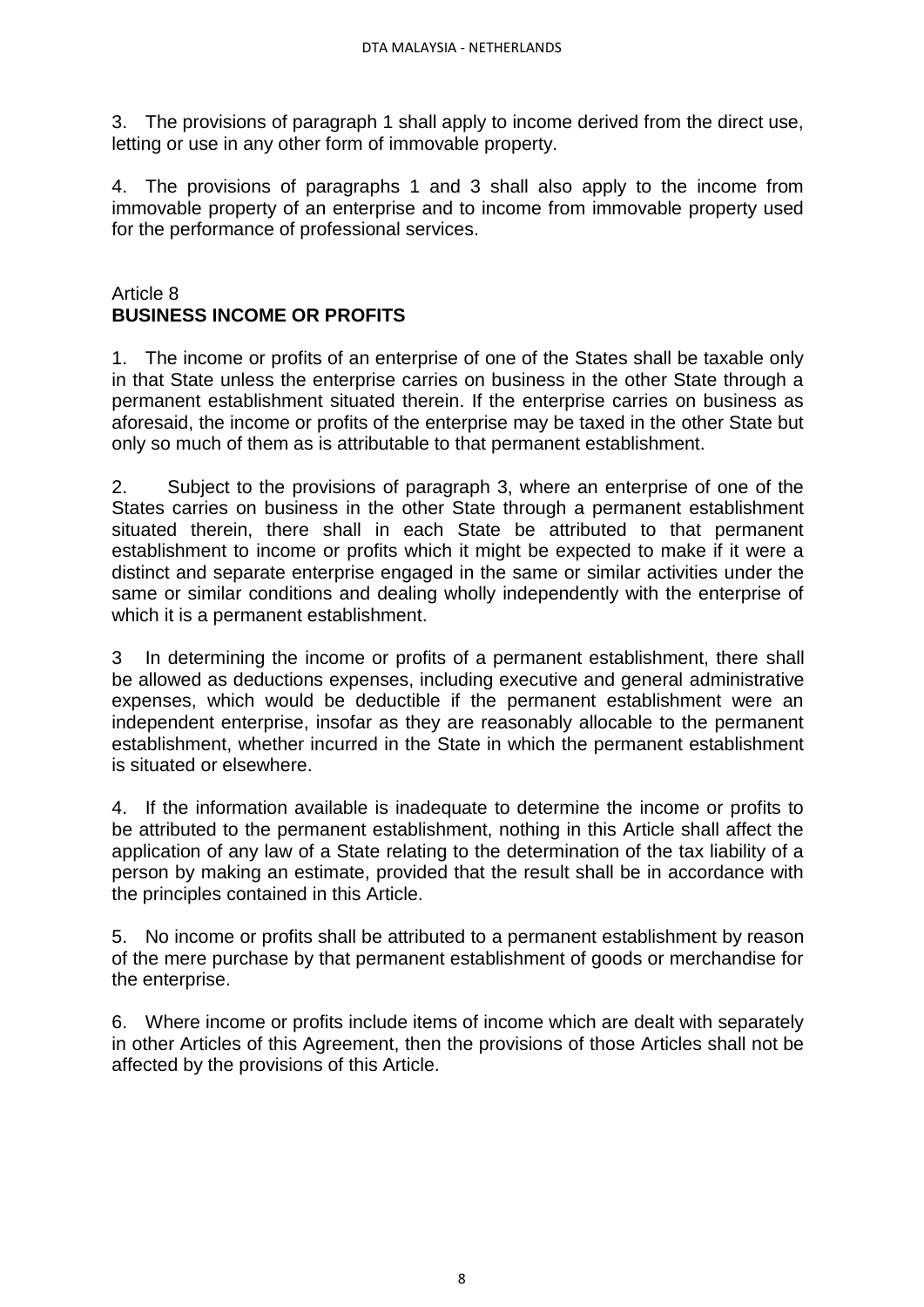3. The provisions of paragraph 1 shall apply to income derived from the direct use, letting or use in any other form of immovable property.

4. The provisions of paragraphs 1 and 3 shall also apply to the income from immovable property of an enterprise and to income from immovable property used for the performance of professional services.

## Article 8
## **BUSINESS INCOME OR PROFITS**

1. The income or profits of an enterprise of one of the States shall be taxable only in that State unless the enterprise carries on business in the other State through a permanent establishment situated therein. If the enterprise carries on business as aforesaid, the income or profits of the enterprise may be taxed in the other State but only so much of them as is attributable to that permanent establishment.

2. Subject to the provisions of paragraph 3, where an enterprise of one of the States carries on business in the other State through a permanent establishment situated therein, there shall in each State be attributed to that permanent establishment to income or profits which it might be expected to make if it were a distinct and separate enterprise engaged in the same or similar activities under the same or similar conditions and dealing wholly independently with the enterprise of which it is a permanent establishment.

3 In determining the income or profits of a permanent establishment, there shall be allowed as deductions expenses, including executive and general administrative expenses, which would be deductible if the permanent establishment were an independent enterprise, insofar as they are reasonably allocable to the permanent establishment, whether incurred in the State in which the permanent establishment is situated or elsewhere.

4. If the information available is inadequate to determine the income or profits to be attributed to the permanent establishment, nothing in this Article shall affect the application of any law of a State relating to the determination of the tax liability of a person by making an estimate, provided that the result shall be in accordance with the principles contained in this Article.

5. No income or profits shall be attributed to a permanent establishment by reason of the mere purchase by that permanent establishment of goods or merchandise for the enterprise.

6. Where income or profits include items of income which are dealt with separately in other Articles of this Agreement, then the provisions of those Articles shall not be affected by the provisions of this Article.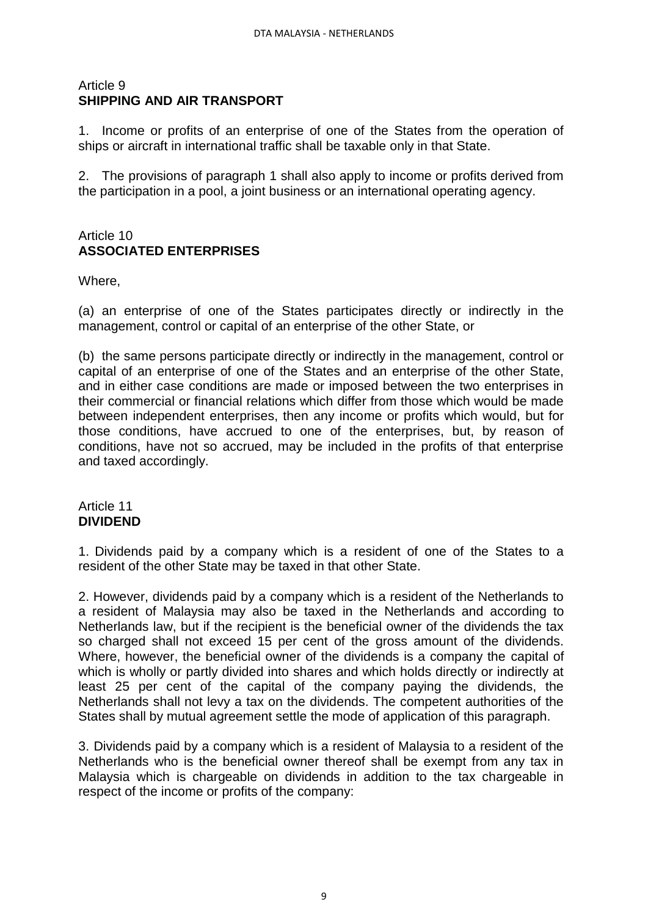Article 9
**SHIPPING AND AIR TRANSPORT**

1. Income or profits of an enterprise of one of the States from the operation of ships or aircraft in international traffic shall be taxable only in that State.

2. The provisions of paragraph 1 shall also apply to income or profits derived from the participation in a pool, a joint business or an international operating agency.

Article 10
**ASSOCIATED ENTERPRISES**

Where,

(a) an enterprise of one of the States participates directly or indirectly in the management, control or capital of an enterprise of the other State, or

(b) the same persons participate directly or indirectly in the management, control or capital of an enterprise of one of the States and an enterprise of the other State, and in either case conditions are made or imposed between the two enterprises in their commercial or financial relations which differ from those which would be made between independent enterprises, then any income or profits which would, but for those conditions, have accrued to one of the enterprises, but, by reason of conditions, have not so accrued, may be included in the profits of that enterprise and taxed accordingly.

Article 11
**DIVIDEND**

1. Dividends paid by a company which is a resident of one of the States to a resident of the other State may be taxed in that other State.

2. However, dividends paid by a company which is a resident of the Netherlands to a resident of Malaysia may also be taxed in the Netherlands and according to Netherlands law, but if the recipient is the beneficial owner of the dividends the tax so charged shall not exceed 15 per cent of the gross amount of the dividends. Where, however, the beneficial owner of the dividends is a company the capital of which is wholly or partly divided into shares and which holds directly or indirectly at least 25 per cent of the capital of the company paying the dividends, the Netherlands shall not levy a tax on the dividends. The competent authorities of the States shall by mutual agreement settle the mode of application of this paragraph.

3. Dividends paid by a company which is a resident of Malaysia to a resident of the Netherlands who is the beneficial owner thereof shall be exempt from any tax in Malaysia which is chargeable on dividends in addition to the tax chargeable in respect of the income or profits of the company: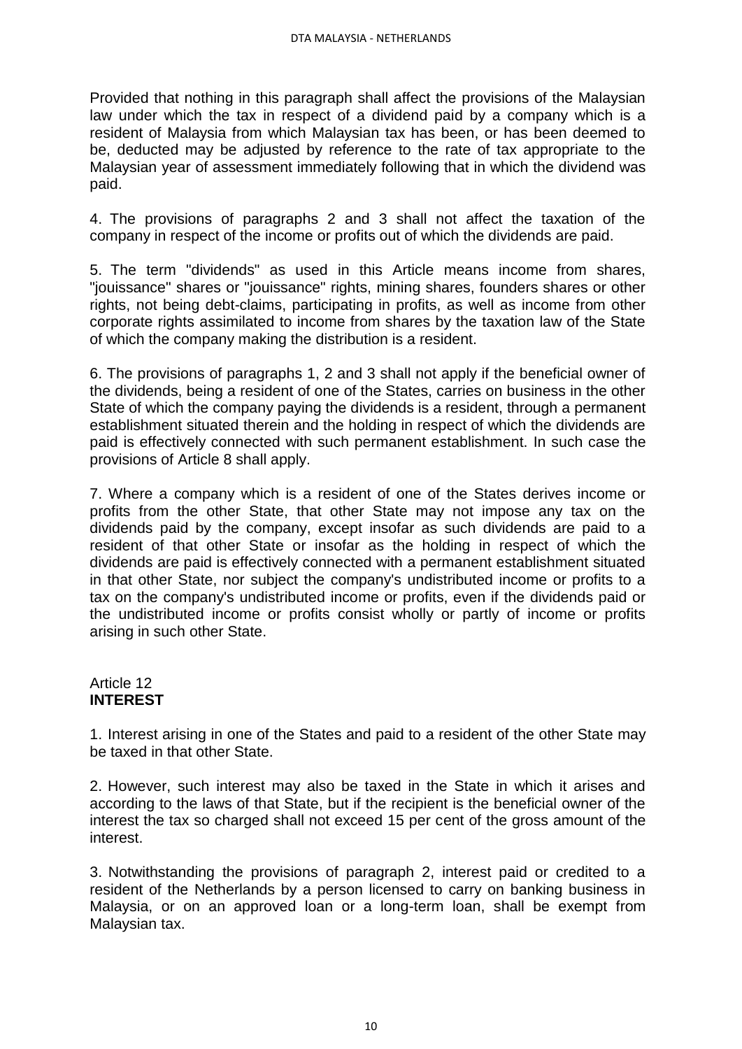Provided that nothing in this paragraph shall affect the provisions of the Malaysian law under which the tax in respect of a dividend paid by a company which is a resident of Malaysia from which Malaysian tax has been, or has been deemed to be, deducted may be adjusted by reference to the rate of tax appropriate to the Malaysian year of assessment immediately following that in which the dividend was paid.

4. The provisions of paragraphs 2 and 3 shall not affect the taxation of the company in respect of the income or profits out of which the dividends are paid.

5. The term "dividends" as used in this Article means income from shares, "jouissance" shares or "jouissance" rights, mining shares, founders shares or other rights, not being debt-claims, participating in profits, as well as income from other corporate rights assimilated to income from shares by the taxation law of the State of which the company making the distribution is a resident.

6. The provisions of paragraphs 1, 2 and 3 shall not apply if the beneficial owner of the dividends, being a resident of one of the States, carries on business in the other State of which the company paying the dividends is a resident, through a permanent establishment situated therein and the holding in respect of which the dividends are paid is effectively connected with such permanent establishment. In such case the provisions of Article 8 shall apply.

7. Where a company which is a resident of one of the States derives income or profits from the other State, that other State may not impose any tax on the dividends paid by the company, except insofar as such dividends are paid to a resident of that other State or insofar as the holding in respect of which the dividends are paid is effectively connected with a permanent establishment situated in that other State, nor subject the company's undistributed income or profits to a tax on the company's undistributed income or profits, even if the dividends paid or the undistributed income or profits consist wholly or partly of income or profits arising in such other State.

## Article 12
## **INTEREST**

1. Interest arising in one of the States and paid to a resident of the other State may be taxed in that other State.

2. However, such interest may also be taxed in the State in which it arises and according to the laws of that State, but if the recipient is the beneficial owner of the interest the tax so charged shall not exceed 15 per cent of the gross amount of the interest.

3. Notwithstanding the provisions of paragraph 2, interest paid or credited to a resident of the Netherlands by a person licensed to carry on banking business in Malaysia, or on an approved loan or a long-term loan, shall be exempt from Malaysian tax.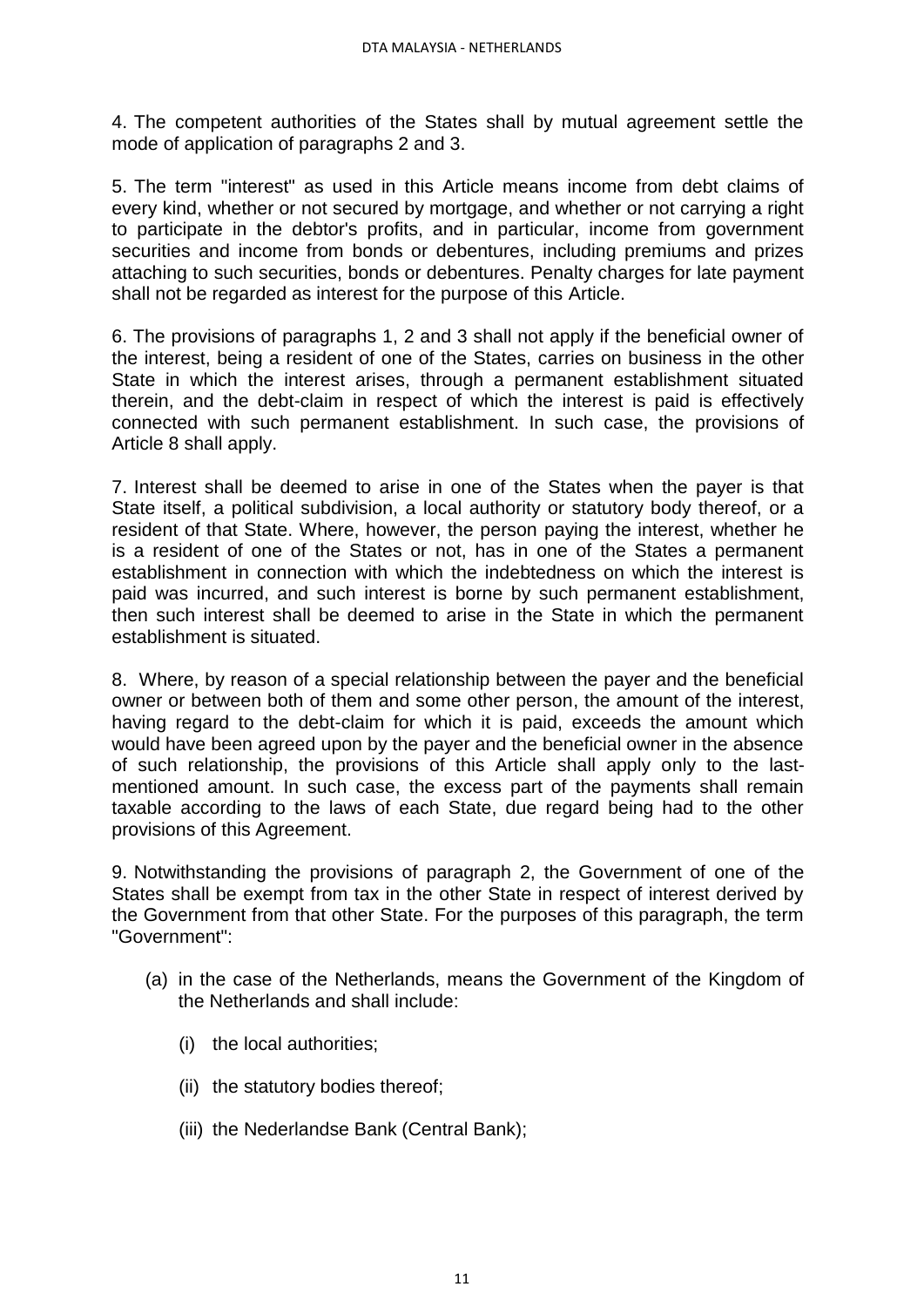4. The competent authorities of the States shall by mutual agreement settle the mode of application of paragraphs 2 and 3.

5. The term "interest" as used in this Article means income from debt claims of every kind, whether or not secured by mortgage, and whether or not carrying a right to participate in the debtor's profits, and in particular, income from government securities and income from bonds or debentures, including premiums and prizes attaching to such securities, bonds or debentures. Penalty charges for late payment shall not be regarded as interest for the purpose of this Article.

6. The provisions of paragraphs 1, 2 and 3 shall not apply if the beneficial owner of the interest, being a resident of one of the States, carries on business in the other State in which the interest arises, through a permanent establishment situated therein, and the debt-claim in respect of which the interest is paid is effectively connected with such permanent establishment. In such case, the provisions of Article 8 shall apply.

7. Interest shall be deemed to arise in one of the States when the payer is that State itself, a political subdivision, a local authority or statutory body thereof, or a resident of that State. Where, however, the person paying the interest, whether he is a resident of one of the States or not, has in one of the States a permanent establishment in connection with which the indebtedness on which the interest is paid was incurred, and such interest is borne by such permanent establishment, then such interest shall be deemed to arise in the State in which the permanent establishment is situated.

8. Where, by reason of a special relationship between the payer and the beneficial owner or between both of them and some other person, the amount of the interest, having regard to the debt-claim for which it is paid, exceeds the amount which would have been agreed upon by the payer and the beneficial owner in the absence of such relationship, the provisions of this Article shall apply only to the last-mentioned amount. In such case, the excess part of the payments shall remain taxable according to the laws of each State, due regard being had to the other provisions of this Agreement.

9. Notwithstanding the provisions of paragraph 2, the Government of one of the States shall be exempt from tax in the other State in respect of interest derived by the Government from that other State. For the purposes of this paragraph, the term "Government":

(a) in the case of the Netherlands, means the Government of the Kingdom of the Netherlands and shall include:

 (i) the local authorities;

 (ii) the statutory bodies thereof;

 (iii) the Nederlandse Bank (Central Bank);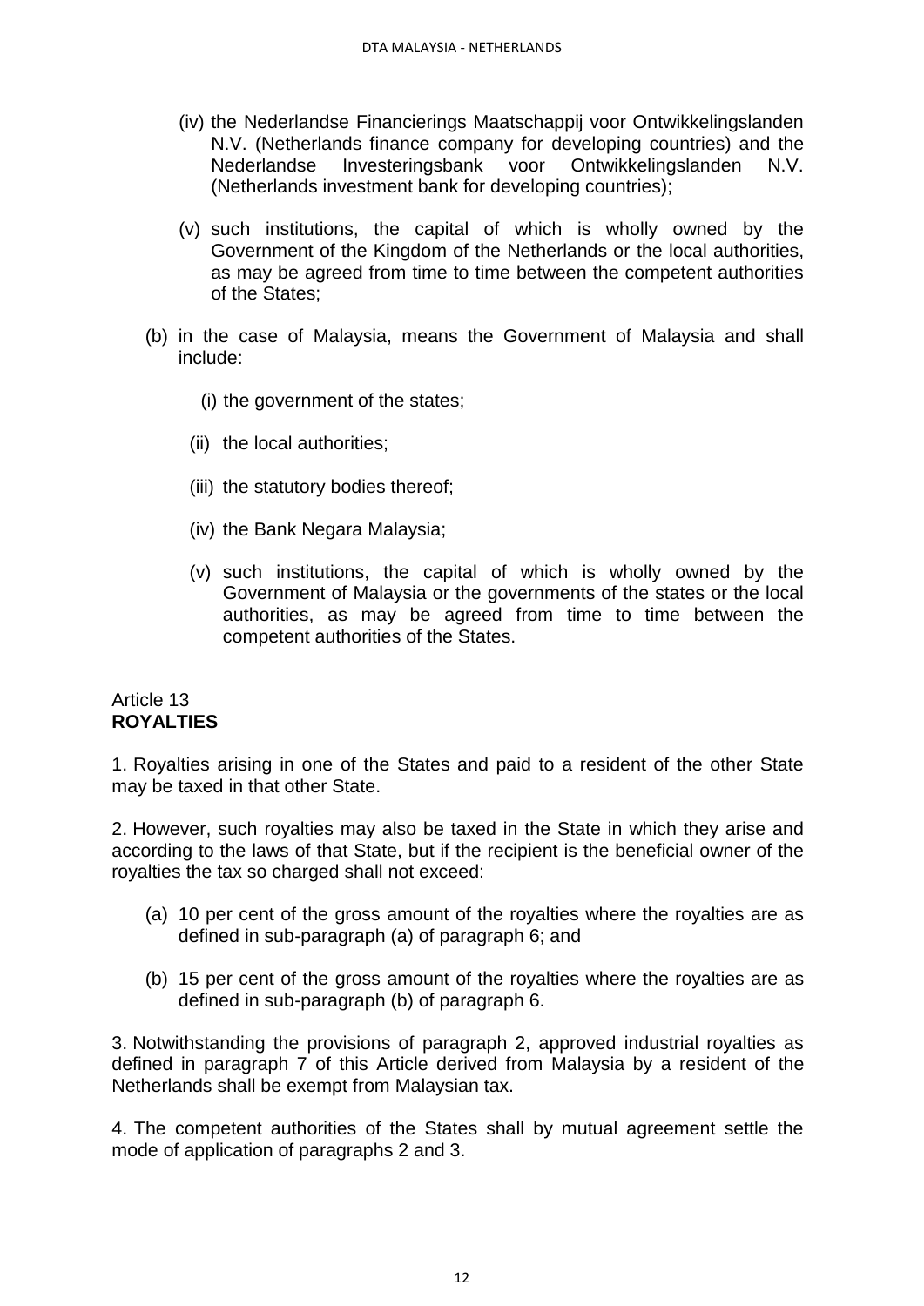(iv) the Nederlandse Financierings Maatschappij voor Ontwikkelingslanden N.V. (Netherlands finance company for developing countries) and the Nederlandse Investeringsbank voor Ontwikkelingslanden N.V. (Netherlands investment bank for developing countries);

(v) such institutions, the capital of which is wholly owned by the Government of the Kingdom of the Netherlands or the local authorities, as may be agreed from time to time between the competent authorities of the States;

(b) in the case of Malaysia, means the Government of Malaysia and shall include:

(i) the government of the states;

(ii) the local authorities;

(iii) the statutory bodies thereof;

(iv) the Bank Negara Malaysia;

(v) such institutions, the capital of which is wholly owned by the Government of Malaysia or the governments of the states or the local authorities, as may be agreed from time to time between the competent authorities of the States.

Article 13
**ROYALTIES**

1. Royalties arising in one of the States and paid to a resident of the other State may be taxed in that other State.

2. However, such royalties may also be taxed in the State in which they arise and according to the laws of that State, but if the recipient is the beneficial owner of the royalties the tax so charged shall not exceed:

(a) 10 per cent of the gross amount of the royalties where the royalties are as defined in sub-paragraph (a) of paragraph 6; and

(b) 15 per cent of the gross amount of the royalties where the royalties are as defined in sub-paragraph (b) of paragraph 6.

3. Notwithstanding the provisions of paragraph 2, approved industrial royalties as defined in paragraph 7 of this Article derived from Malaysia by a resident of the Netherlands shall be exempt from Malaysian tax.

4. The competent authorities of the States shall by mutual agreement settle the mode of application of paragraphs 2 and 3.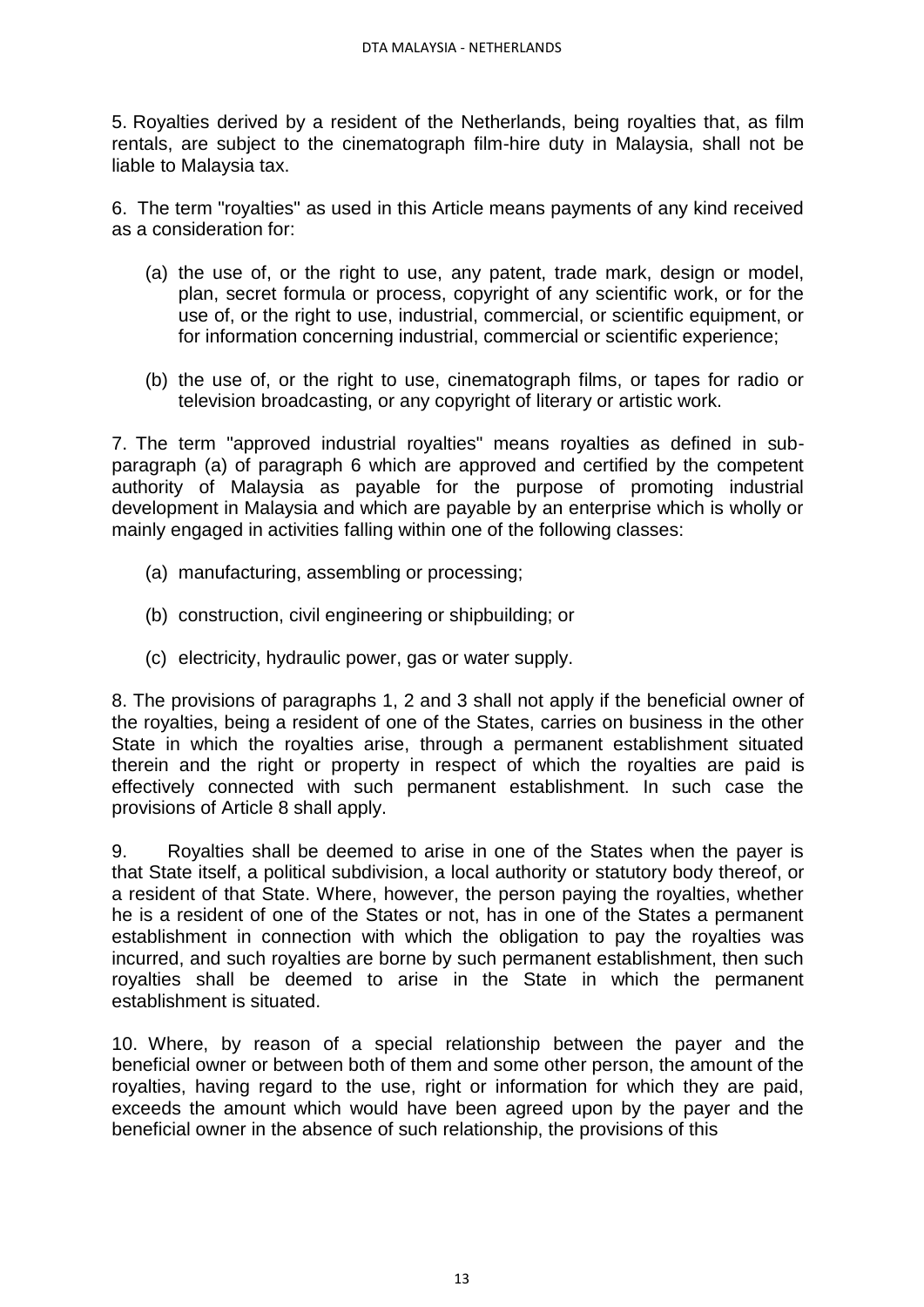5. Royalties derived by a resident of the Netherlands, being royalties that, as film rentals, are subject to the cinematograph film-hire duty in Malaysia, shall not be liable to Malaysia tax.

6. The term "royalties" as used in this Article means payments of any kind received as a consideration for:

(a) the use of, or the right to use, any patent, trade mark, design or model, plan, secret formula or process, copyright of any scientific work, or for the use of, or the right to use, industrial, commercial, or scientific equipment, or for information concerning industrial, commercial or scientific experience;

(b) the use of, or the right to use, cinematograph films, or tapes for radio or television broadcasting, or any copyright of literary or artistic work.

7. The term "approved industrial royalties" means royalties as defined in sub-paragraph (a) of paragraph 6 which are approved and certified by the competent authority of Malaysia as payable for the purpose of promoting industrial development in Malaysia and which are payable by an enterprise which is wholly or mainly engaged in activities falling within one of the following classes:

(a) manufacturing, assembling or processing;

(b) construction, civil engineering or shipbuilding; or

(c) electricity, hydraulic power, gas or water supply.

8. The provisions of paragraphs 1, 2 and 3 shall not apply if the beneficial owner of the royalties, being a resident of one of the States, carries on business in the other State in which the royalties arise, through a permanent establishment situated therein and the right or property in respect of which the royalties are paid is effectively connected with such permanent establishment. In such case the provisions of Article 8 shall apply.

9. Royalties shall be deemed to arise in one of the States when the payer is that State itself, a political subdivision, a local authority or statutory body thereof, or a resident of that State. Where, however, the person paying the royalties, whether he is a resident of one of the States or not, has in one of the States a permanent establishment in connection with which the obligation to pay the royalties was incurred, and such royalties are borne by such permanent establishment, then such royalties shall be deemed to arise in the State in which the permanent establishment is situated.

10. Where, by reason of a special relationship between the payer and the beneficial owner or between both of them and some other person, the amount of the royalties, having regard to the use, right or information for which they are paid, exceeds the amount which would have been agreed upon by the payer and the beneficial owner in the absence of such relationship, the provisions of this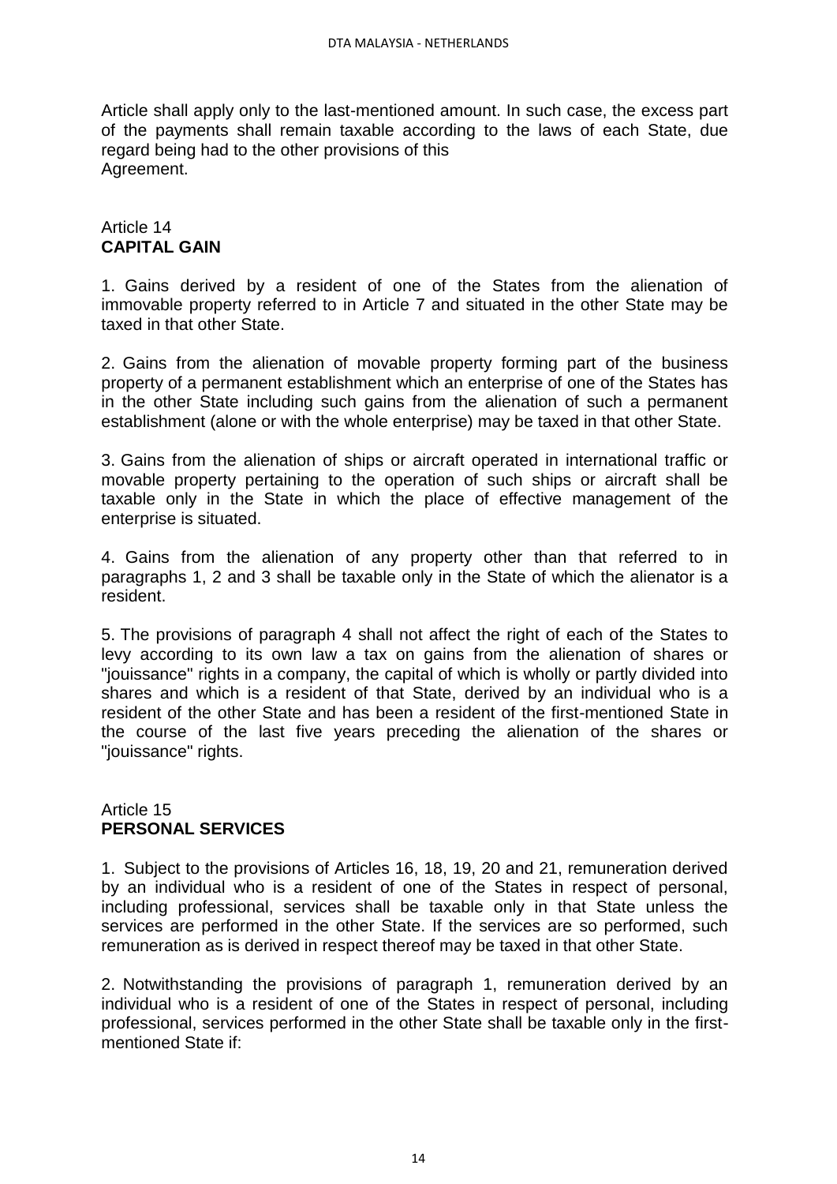Article shall apply only to the last-mentioned amount. In such case, the excess part of the payments shall remain taxable according to the laws of each State, due regard being had to the other provisions of this Agreement.

## Article 14
## CAPITAL GAIN

1. Gains derived by a resident of one of the States from the alienation of immovable property referred to in Article 7 and situated in the other State may be taxed in that other State.

2. Gains from the alienation of movable property forming part of the business property of a permanent establishment which an enterprise of one of the States has in the other State including such gains from the alienation of such a permanent establishment (alone or with the whole enterprise) may be taxed in that other State.

3. Gains from the alienation of ships or aircraft operated in international traffic or movable property pertaining to the operation of such ships or aircraft shall be taxable only in the State in which the place of effective management of the enterprise is situated.

4. Gains from the alienation of any property other than that referred to in paragraphs 1, 2 and 3 shall be taxable only in the State of which the alienator is a resident.

5. The provisions of paragraph 4 shall not affect the right of each of the States to levy according to its own law a tax on gains from the alienation of shares or "jouissance" rights in a company, the capital of which is wholly or partly divided into shares and which is a resident of that State, derived by an individual who is a resident of the other State and has been a resident of the first-mentioned State in the course of the last five years preceding the alienation of the shares or "jouissance" rights.

## Article 15
## PERSONAL SERVICES

1. Subject to the provisions of Articles 16, 18, 19, 20 and 21, remuneration derived by an individual who is a resident of one of the States in respect of personal, including professional, services shall be taxable only in that State unless the services are performed in the other State. If the services are so performed, such remuneration as is derived in respect thereof may be taxed in that other State.

2. Notwithstanding the provisions of paragraph 1, remuneration derived by an individual who is a resident of one of the States in respect of personal, including professional, services performed in the other State shall be taxable only in the first-mentioned State if: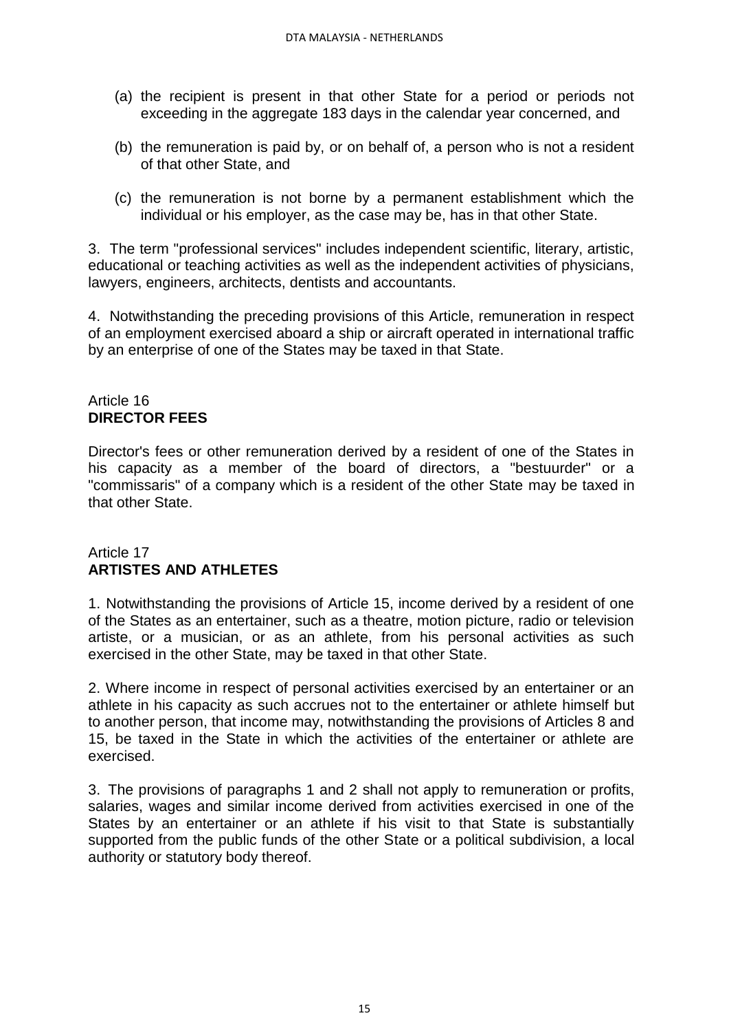(a) the recipient is present in that other State for a period or periods not exceeding in the aggregate 183 days in the calendar year concerned, and

(b) the remuneration is paid by, or on behalf of, a person who is not a resident of that other State, and

(c) the remuneration is not borne by a permanent establishment which the individual or his employer, as the case may be, has in that other State.

3. The term "professional services" includes independent scientific, literary, artistic, educational or teaching activities as well as the independent activities of physicians, lawyers, engineers, architects, dentists and accountants.

4. Notwithstanding the preceding provisions of this Article, remuneration in respect of an employment exercised aboard a ship or aircraft operated in international traffic by an enterprise of one of the States may be taxed in that State.

## Article 16
**DIRECTOR FEES**

Director's fees or other remuneration derived by a resident of one of the States in his capacity as a member of the board of directors, a "bestuurder" or a "commissaris" of a company which is a resident of the other State may be taxed in that other State.

## Article 17
**ARTISTES AND ATHLETES**

1. Notwithstanding the provisions of Article 15, income derived by a resident of one of the States as an entertainer, such as a theatre, motion picture, radio or television artiste, or a musician, or as an athlete, from his personal activities as such exercised in the other State, may be taxed in that other State.

2. Where income in respect of personal activities exercised by an entertainer or an athlete in his capacity as such accrues not to the entertainer or athlete himself but to another person, that income may, notwithstanding the provisions of Articles 8 and 15, be taxed in the State in which the activities of the entertainer or athlete are exercised.

3. The provisions of paragraphs 1 and 2 shall not apply to remuneration or profits, salaries, wages and similar income derived from activities exercised in one of the States by an entertainer or an athlete if his visit to that State is substantially supported from the public funds of the other State or a political subdivision, a local authority or statutory body thereof.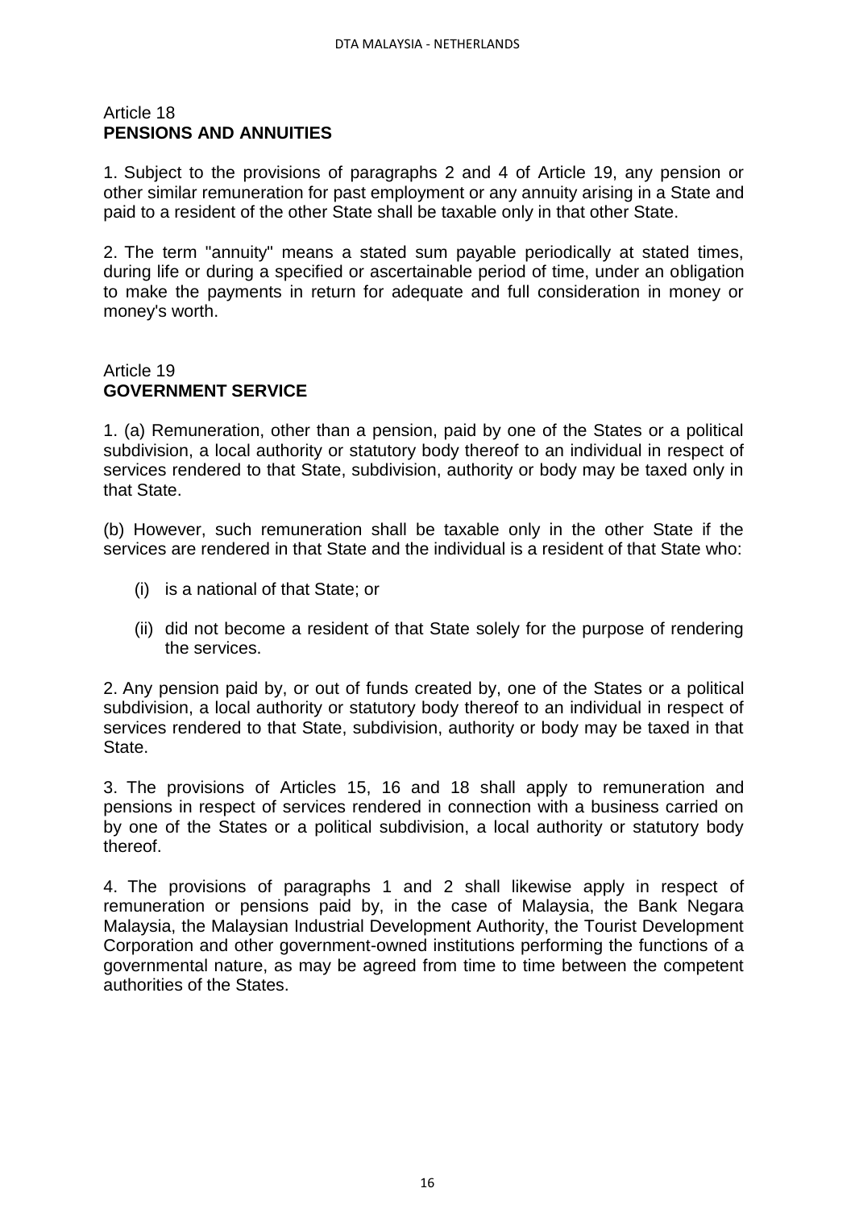## Article 18
**PENSIONS AND ANNUITIES**

1. Subject to the provisions of paragraphs 2 and 4 of Article 19, any pension or other similar remuneration for past employment or any annuity arising in a State and paid to a resident of the other State shall be taxable only in that other State.

2. The term "annuity" means a stated sum payable periodically at stated times, during life or during a specified or ascertainable period of time, under an obligation to make the payments in return for adequate and full consideration in money or money's worth.

## Article 19
**GOVERNMENT SERVICE**

1. (a) Remuneration, other than a pension, paid by one of the States or a political subdivision, a local authority or statutory body thereof to an individual in respect of services rendered to that State, subdivision, authority or body may be taxed only in that State.

(b) However, such remuneration shall be taxable only in the other State if the services are rendered in that State and the individual is a resident of that State who:

(i) is a national of that State; or

(ii) did not become a resident of that State solely for the purpose of rendering the services.

2. Any pension paid by, or out of funds created by, one of the States or a political subdivision, a local authority or statutory body thereof to an individual in respect of services rendered to that State, subdivision, authority or body may be taxed in that State.

3. The provisions of Articles 15, 16 and 18 shall apply to remuneration and pensions in respect of services rendered in connection with a business carried on by one of the States or a political subdivision, a local authority or statutory body thereof.

4. The provisions of paragraphs 1 and 2 shall likewise apply in respect of remuneration or pensions paid by, in the case of Malaysia, the Bank Negara Malaysia, the Malaysian Industrial Development Authority, the Tourist Development Corporation and other government-owned institutions performing the functions of a governmental nature, as may be agreed from time to time between the competent authorities of the States.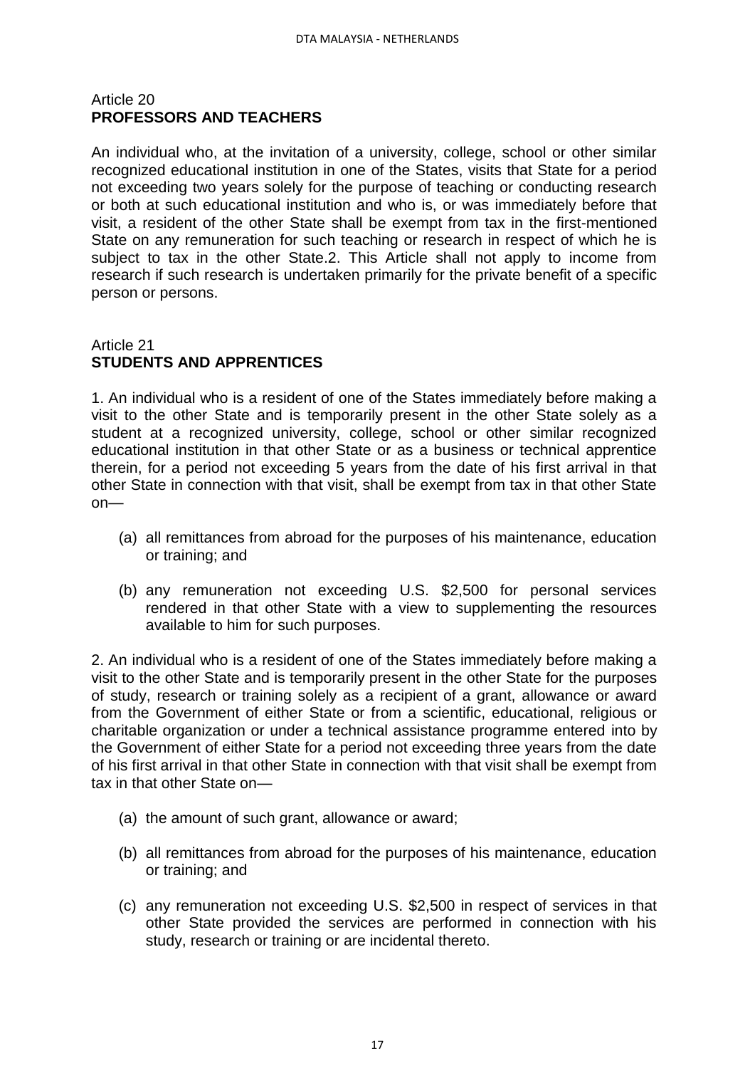Article 20
**PROFESSORS AND TEACHERS**

An individual who, at the invitation of a university, college, school or other similar recognized educational institution in one of the States, visits that State for a period not exceeding two years solely for the purpose of teaching or conducting research or both at such educational institution and who is, or was immediately before that visit, a resident of the other State shall be exempt from tax in the first-mentioned State on any remuneration for such teaching or research in respect of which he is subject to tax in the other State.2. This Article shall not apply to income from research if such research is undertaken primarily for the private benefit of a specific person or persons.

Article 21
**STUDENTS AND APPRENTICES**

1. An individual who is a resident of one of the States immediately before making a visit to the other State and is temporarily present in the other State solely as a student at a recognized university, college, school or other similar recognized educational institution in that other State or as a business or technical apprentice therein, for a period not exceeding 5 years from the date of his first arrival in that other State in connection with that visit, shall be exempt from tax in that other State on—

   (a) all remittances from abroad for the purposes of his maintenance, education or training; and

   (b) any remuneration not exceeding U.S. $2,500 for personal services rendered in that other State with a view to supplementing the resources available to him for such purposes.

2. An individual who is a resident of one of the States immediately before making a visit to the other State and is temporarily present in the other State for the purposes of study, research or training solely as a recipient of a grant, allowance or award from the Government of either State or from a scientific, educational, religious or charitable organization or under a technical assistance programme entered into by the Government of either State for a period not exceeding three years from the date of his first arrival in that other State in connection with that visit shall be exempt from tax in that other State on—

   (a) the amount of such grant, allowance or award;

   (b) all remittances from abroad for the purposes of his maintenance, education or training; and

   (c) any remuneration not exceeding U.S. $2,500 in respect of services in that other State provided the services are performed in connection with his study, research or training or are incidental thereto.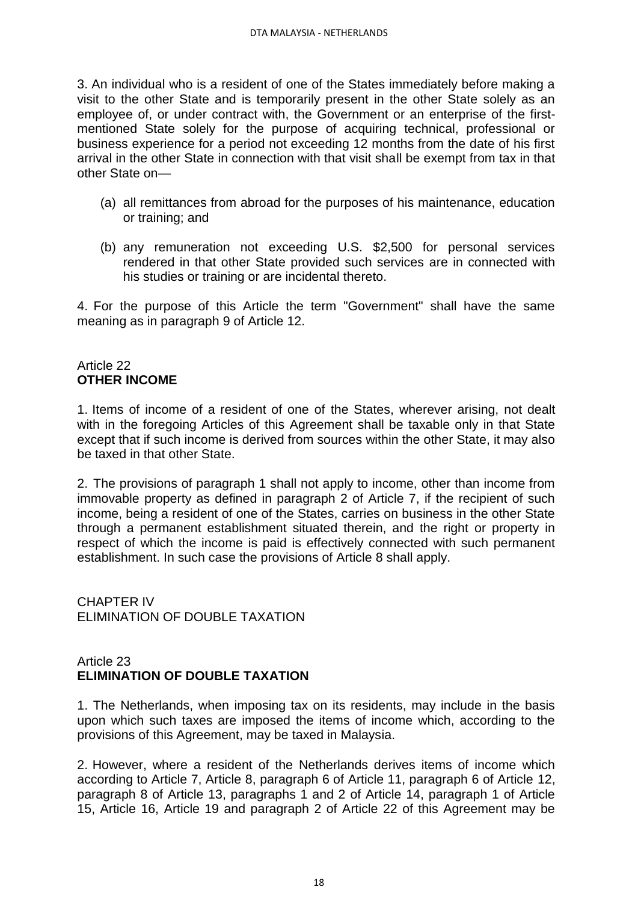3. An individual who is a resident of one of the States immediately before making a visit to the other State and is temporarily present in the other State solely as an employee of, or under contract with, the Government or an enterprise of the first-mentioned State solely for the purpose of acquiring technical, professional or business experience for a period not exceeding 12 months from the date of his first arrival in the other State in connection with that visit shall be exempt from tax in that other State on—

(a) all remittances from abroad for the purposes of his maintenance, education or training; and

(b) any remuneration not exceeding U.S. \$2,500 for personal services rendered in that other State provided such services are in connected with his studies or training or are incidental thereto.

4. For the purpose of this Article the term "Government" shall have the same meaning as in paragraph 9 of Article 12.

Article 22
**OTHER INCOME**

1. Items of income of a resident of one of the States, wherever arising, not dealt with in the foregoing Articles of this Agreement shall be taxable only in that State except that if such income is derived from sources within the other State, it may also be taxed in that other State.

2. The provisions of paragraph 1 shall not apply to income, other than income from immovable property as defined in paragraph 2 of Article 7, if the recipient of such income, being a resident of one of the States, carries on business in the other State through a permanent establishment situated therein, and the right or property in respect of which the income is paid is effectively connected with such permanent establishment. In such case the provisions of Article 8 shall apply.

CHAPTER IV
ELIMINATION OF DOUBLE TAXATION

Article 23
**ELIMINATION OF DOUBLE TAXATION**

1. The Netherlands, when imposing tax on its residents, may include in the basis upon which such taxes are imposed the items of income which, according to the provisions of this Agreement, may be taxed in Malaysia.

2. However, where a resident of the Netherlands derives items of income which according to Article 7, Article 8, paragraph 6 of Article 11, paragraph 6 of Article 12, paragraph 8 of Article 13, paragraphs 1 and 2 of Article 14, paragraph 1 of Article 15, Article 16, Article 19 and paragraph 2 of Article 22 of this Agreement may be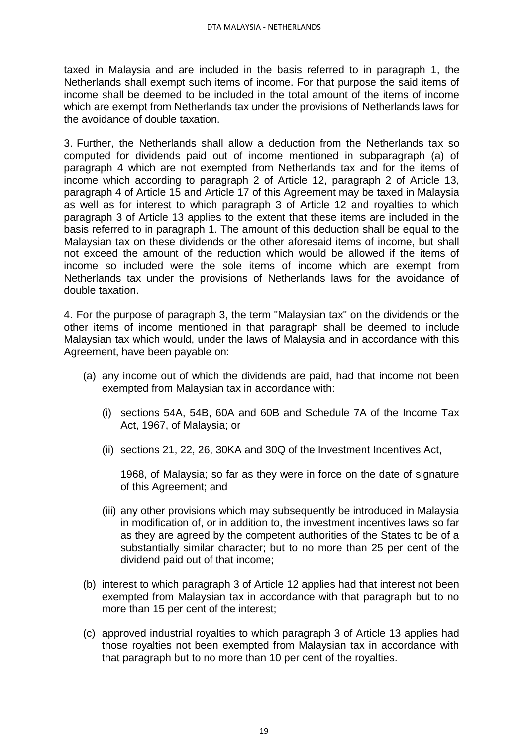taxed in Malaysia and are included in the basis referred to in paragraph 1, the Netherlands shall exempt such items of income. For that purpose the said items of income shall be deemed to be included in the total amount of the items of income which are exempt from Netherlands tax under the provisions of Netherlands laws for the avoidance of double taxation.

3. Further, the Netherlands shall allow a deduction from the Netherlands tax so computed for dividends paid out of income mentioned in subparagraph (a) of paragraph 4 which are not exempted from Netherlands tax and for the items of income which according to paragraph 2 of Article 12, paragraph 2 of Article 13, paragraph 4 of Article 15 and Article 17 of this Agreement may be taxed in Malaysia as well as for interest to which paragraph 3 of Article 12 and royalties to which paragraph 3 of Article 13 applies to the extent that these items are included in the basis referred to in paragraph 1. The amount of this deduction shall be equal to the Malaysian tax on these dividends or the other aforesaid items of income, but shall not exceed the amount of the reduction which would be allowed if the items of income so included were the sole items of income which are exempt from Netherlands tax under the provisions of Netherlands laws for the avoidance of double taxation.

4. For the purpose of paragraph 3, the term "Malaysian tax" on the dividends or the other items of income mentioned in that paragraph shall be deemed to include Malaysian tax which would, under the laws of Malaysia and in accordance with this Agreement, have been payable on:

(a) any income out of which the dividends are paid, had that income not been exempted from Malaysian tax in accordance with:

(i) sections 54A, 54B, 60A and 60B and Schedule 7A of the Income Tax Act, 1967, of Malaysia; or

(ii) sections 21, 22, 26, 30KA and 30Q of the Investment Incentives Act,

1968, of Malaysia; so far as they were in force on the date of signature of this Agreement; and

(iii) any other provisions which may subsequently be introduced in Malaysia in modification of, or in addition to, the investment incentives laws so far as they are agreed by the competent authorities of the States to be of a substantially similar character; but to no more than 25 per cent of the dividend paid out of that income;

(b) interest to which paragraph 3 of Article 12 applies had that interest not been exempted from Malaysian tax in accordance with that paragraph but to no more than 15 per cent of the interest;

(c) approved industrial royalties to which paragraph 3 of Article 13 applies had those royalties not been exempted from Malaysian tax in accordance with that paragraph but to no more than 10 per cent of the royalties.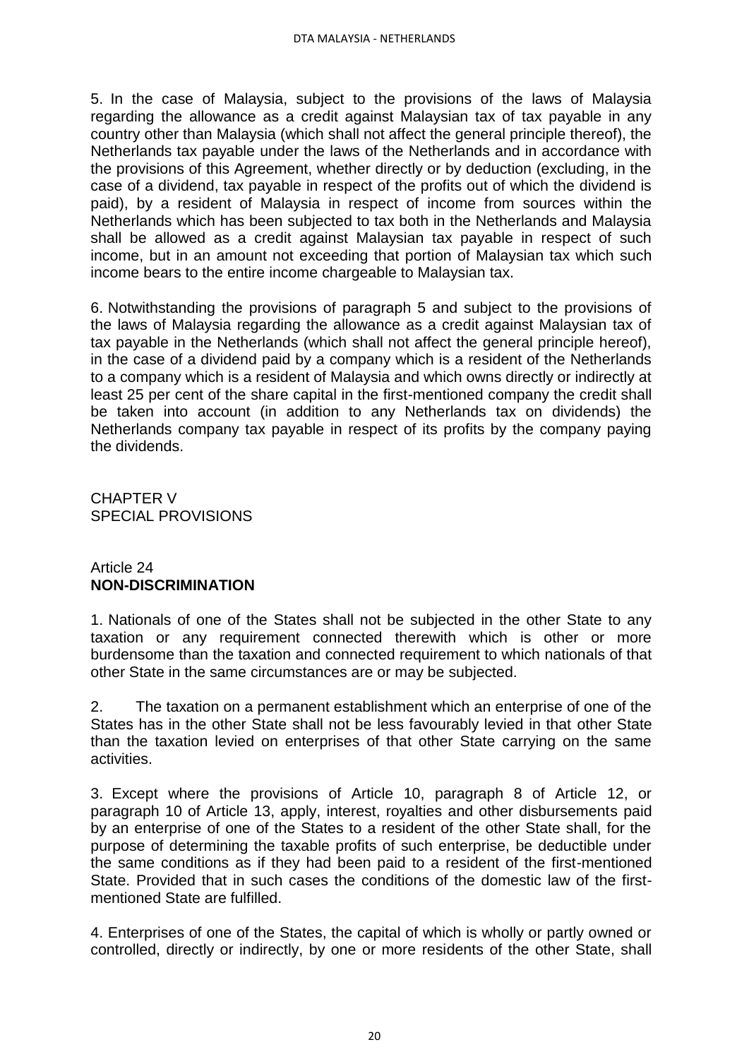5. In the case of Malaysia, subject to the provisions of the laws of Malaysia regarding the allowance as a credit against Malaysian tax of tax payable in any country other than Malaysia (which shall not affect the general principle thereof), the Netherlands tax payable under the laws of the Netherlands and in accordance with the provisions of this Agreement, whether directly or by deduction (excluding, in the case of a dividend, tax payable in respect of the profits out of which the dividend is paid), by a resident of Malaysia in respect of income from sources within the Netherlands which has been subjected to tax both in the Netherlands and Malaysia shall be allowed as a credit against Malaysian tax payable in respect of such income, but in an amount not exceeding that portion of Malaysian tax which such income bears to the entire income chargeable to Malaysian tax.

6. Notwithstanding the provisions of paragraph 5 and subject to the provisions of the laws of Malaysia regarding the allowance as a credit against Malaysian tax of tax payable in the Netherlands (which shall not affect the general principle hereof), in the case of a dividend paid by a company which is a resident of the Netherlands to a company which is a resident of Malaysia and which owns directly or indirectly at least 25 per cent of the share capital in the first-mentioned company the credit shall be taken into account (in addition to any Netherlands tax on dividends) the Netherlands company tax payable in respect of its profits by the company paying the dividends.

## CHAPTER V
## SPECIAL PROVISIONS

### Article 24
### **NON-DISCRIMINATION**

1. Nationals of one of the States shall not be subjected in the other State to any taxation or any requirement connected therewith which is other or more burdensome than the taxation and connected requirement to which nationals of that other State in the same circumstances are or may be subjected.

2. The taxation on a permanent establishment which an enterprise of one of the States has in the other State shall not be less favourably levied in that other State than the taxation levied on enterprises of that other State carrying on the same activities.

3. Except where the provisions of Article 10, paragraph 8 of Article 12, or paragraph 10 of Article 13, apply, interest, royalties and other disbursements paid by an enterprise of one of the States to a resident of the other State shall, for the purpose of determining the taxable profits of such enterprise, be deductible under the same conditions as if they had been paid to a resident of the first-mentioned State. Provided that in such cases the conditions of the domestic law of the first-mentioned State are fulfilled.

4. Enterprises of one of the States, the capital of which is wholly or partly owned or controlled, directly or indirectly, by one or more residents of the other State, shall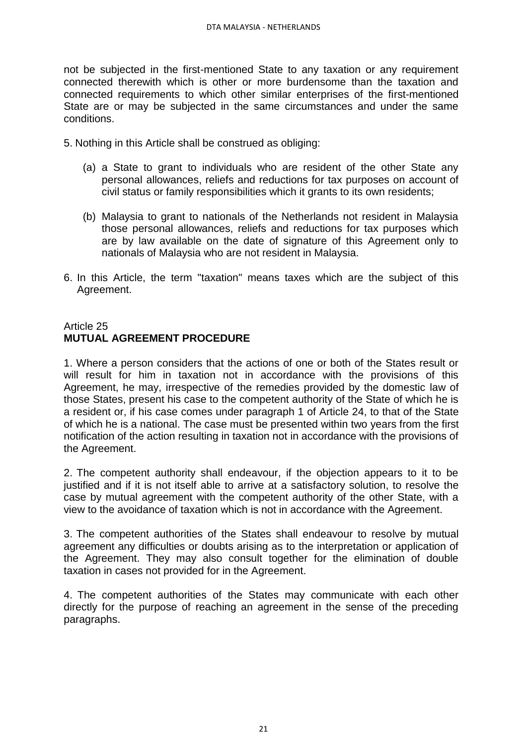not be subjected in the first-mentioned State to any taxation or any requirement connected therewith which is other or more burdensome than the taxation and connected requirements to which other similar enterprises of the first-mentioned State are or may be subjected in the same circumstances and under the same conditions.

5. Nothing in this Article shall be construed as obliging:

   (a) a State to grant to individuals who are resident of the other State any personal allowances, reliefs and reductions for tax purposes on account of civil status or family responsibilities which it grants to its own residents;

   (b) Malaysia to grant to nationals of the Netherlands not resident in Malaysia those personal allowances, reliefs and reductions for tax purposes which are by law available on the date of signature of this Agreement only to nationals of Malaysia who are not resident in Malaysia.

6. In this Article, the term "taxation" means taxes which are the subject of this Agreement.

## Article 25
## **MUTUAL AGREEMENT PROCEDURE**

1. Where a person considers that the actions of one or both of the States result or will result for him in taxation not in accordance with the provisions of this Agreement, he may, irrespective of the remedies provided by the domestic law of those States, present his case to the competent authority of the State of which he is a resident or, if his case comes under paragraph 1 of Article 24, to that of the State of which he is a national. The case must be presented within two years from the first notification of the action resulting in taxation not in accordance with the provisions of the Agreement.

2. The competent authority shall endeavour, if the objection appears to it to be justified and if it is not itself able to arrive at a satisfactory solution, to resolve the case by mutual agreement with the competent authority of the other State, with a view to the avoidance of taxation which is not in accordance with the Agreement.

3. The competent authorities of the States shall endeavour to resolve by mutual agreement any difficulties or doubts arising as to the interpretation or application of the Agreement. They may also consult together for the elimination of double taxation in cases not provided for in the Agreement.

4. The competent authorities of the States may communicate with each other directly for the purpose of reaching an agreement in the sense of the preceding paragraphs.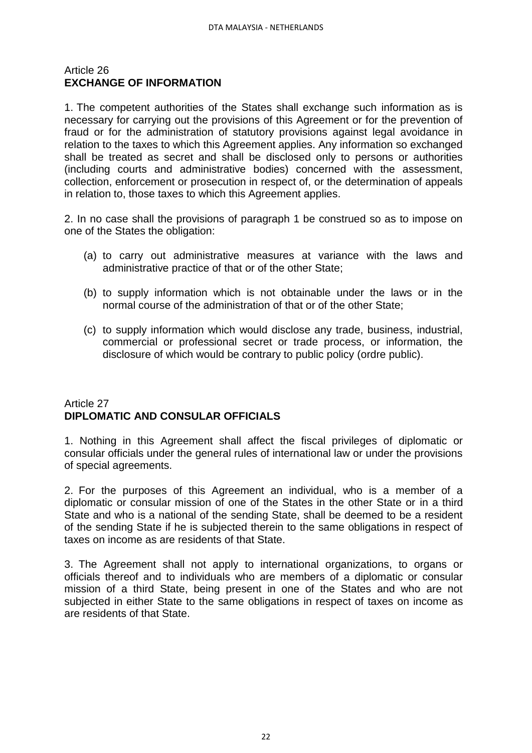## Article 26
## EXCHANGE OF INFORMATION

1. The competent authorities of the States shall exchange such information as is necessary for carrying out the provisions of this Agreement or for the prevention of fraud or for the administration of statutory provisions against legal avoidance in relation to the taxes to which this Agreement applies. Any information so exchanged shall be treated as secret and shall be disclosed only to persons or authorities (including courts and administrative bodies) concerned with the assessment, collection, enforcement or prosecution in respect of, or the determination of appeals in relation to, those taxes to which this Agreement applies.

2. In no case shall the provisions of paragraph 1 be construed so as to impose on one of the States the obligation:

(a) to carry out administrative measures at variance with the laws and administrative practice of that or of the other State;

(b) to supply information which is not obtainable under the laws or in the normal course of the administration of that or of the other State;

(c) to supply information which would disclose any trade, business, industrial, commercial or professional secret or trade process, or information, the disclosure of which would be contrary to public policy (ordre public).

## Article 27
## DIPLOMATIC AND CONSULAR OFFICIALS

1. Nothing in this Agreement shall affect the fiscal privileges of diplomatic or consular officials under the general rules of international law or under the provisions of special agreements.

2. For the purposes of this Agreement an individual, who is a member of a diplomatic or consular mission of one of the States in the other State or in a third State and who is a national of the sending State, shall be deemed to be a resident of the sending State if he is subjected therein to the same obligations in respect of taxes on income as are residents of that State.

3. The Agreement shall not apply to international organizations, to organs or officials thereof and to individuals who are members of a diplomatic or consular mission of a third State, being present in one of the States and who are not subjected in either State to the same obligations in respect of taxes on income as are residents of that State.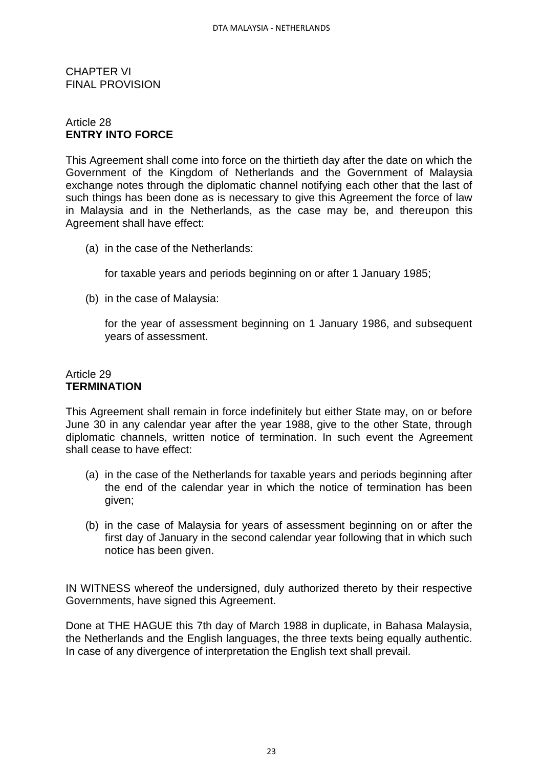CHAPTER VI
FINAL PROVISION

Article 28
**ENTRY INTO FORCE**

This Agreement shall come into force on the thirtieth day after the date on which the Government of the Kingdom of Netherlands and the Government of Malaysia exchange notes through the diplomatic channel notifying each other that the last of such things has been done as is necessary to give this Agreement the force of law in Malaysia and in the Netherlands, as the case may be, and thereupon this Agreement shall have effect:

(a) in the case of the Netherlands:

for taxable years and periods beginning on or after 1 January 1985;

(b) in the case of Malaysia:

for the year of assessment beginning on 1 January 1986, and subsequent years of assessment.

Article 29
**TERMINATION**

This Agreement shall remain in force indefinitely but either State may, on or before June 30 in any calendar year after the year 1988, give to the other State, through diplomatic channels, written notice of termination. In such event the Agreement shall cease to have effect:

(a) in the case of the Netherlands for taxable years and periods beginning after the end of the calendar year in which the notice of termination has been given;

(b) in the case of Malaysia for years of assessment beginning on or after the first day of January in the second calendar year following that in which such notice has been given.

IN WITNESS whereof the undersigned, duly authorized thereto by their respective Governments, have signed this Agreement.

Done at THE HAGUE this 7th day of March 1988 in duplicate, in Bahasa Malaysia, the Netherlands and the English languages, the three texts being equally authentic. In case of any divergence of interpretation the English text shall prevail.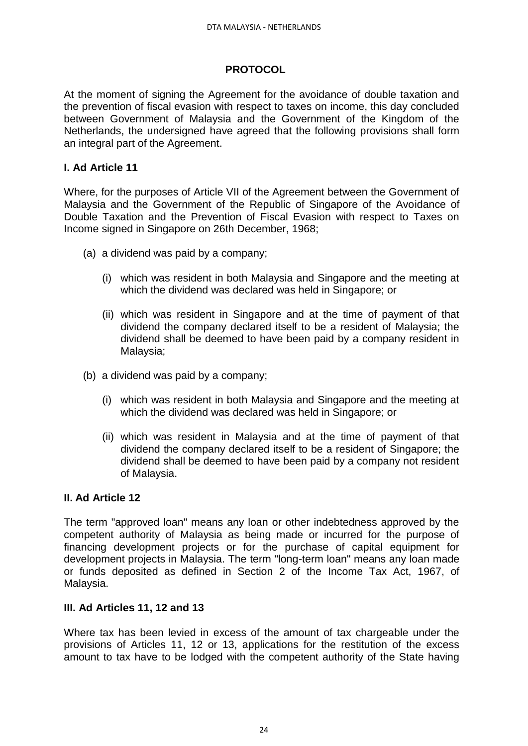## PROTOCOL

At the moment of signing the Agreement for the avoidance of double taxation and the prevention of fiscal evasion with respect to taxes on income, this day concluded between Government of Malaysia and the Government of the Kingdom of the Netherlands, the undersigned have agreed that the following provisions shall form an integral part of the Agreement.

### I. Ad Article 11

Where, for the purposes of Article VII of the Agreement between the Government of Malaysia and the Government of the Republic of Singapore of the Avoidance of Double Taxation and the Prevention of Fiscal Evasion with respect to Taxes on Income signed in Singapore on 26th December, 1968;

(a) a dividend was paid by a company;

   (i) which was resident in both Malaysia and Singapore and the meeting at which the dividend was declared was held in Singapore; or

   (ii) which was resident in Singapore and at the time of payment of that dividend the company declared itself to be a resident of Malaysia; the dividend shall be deemed to have been paid by a company resident in Malaysia;

(b) a dividend was paid by a company;

   (i) which was resident in both Malaysia and Singapore and the meeting at which the dividend was declared was held in Singapore; or

   (ii) which was resident in Malaysia and at the time of payment of that dividend the company declared itself to be a resident of Singapore; the dividend shall be deemed to have been paid by a company not resident of Malaysia.

### II. Ad Article 12

The term "approved loan" means any loan or other indebtedness approved by the competent authority of Malaysia as being made or incurred for the purpose of financing development projects or for the purchase of capital equipment for development projects in Malaysia. The term "long-term loan" means any loan made or funds deposited as defined in Section 2 of the Income Tax Act, 1967, of Malaysia.

### III. Ad Articles 11, 12 and 13

Where tax has been levied in excess of the amount of tax chargeable under the provisions of Articles 11, 12 or 13, applications for the restitution of the excess amount to tax have to be lodged with the competent authority of the State having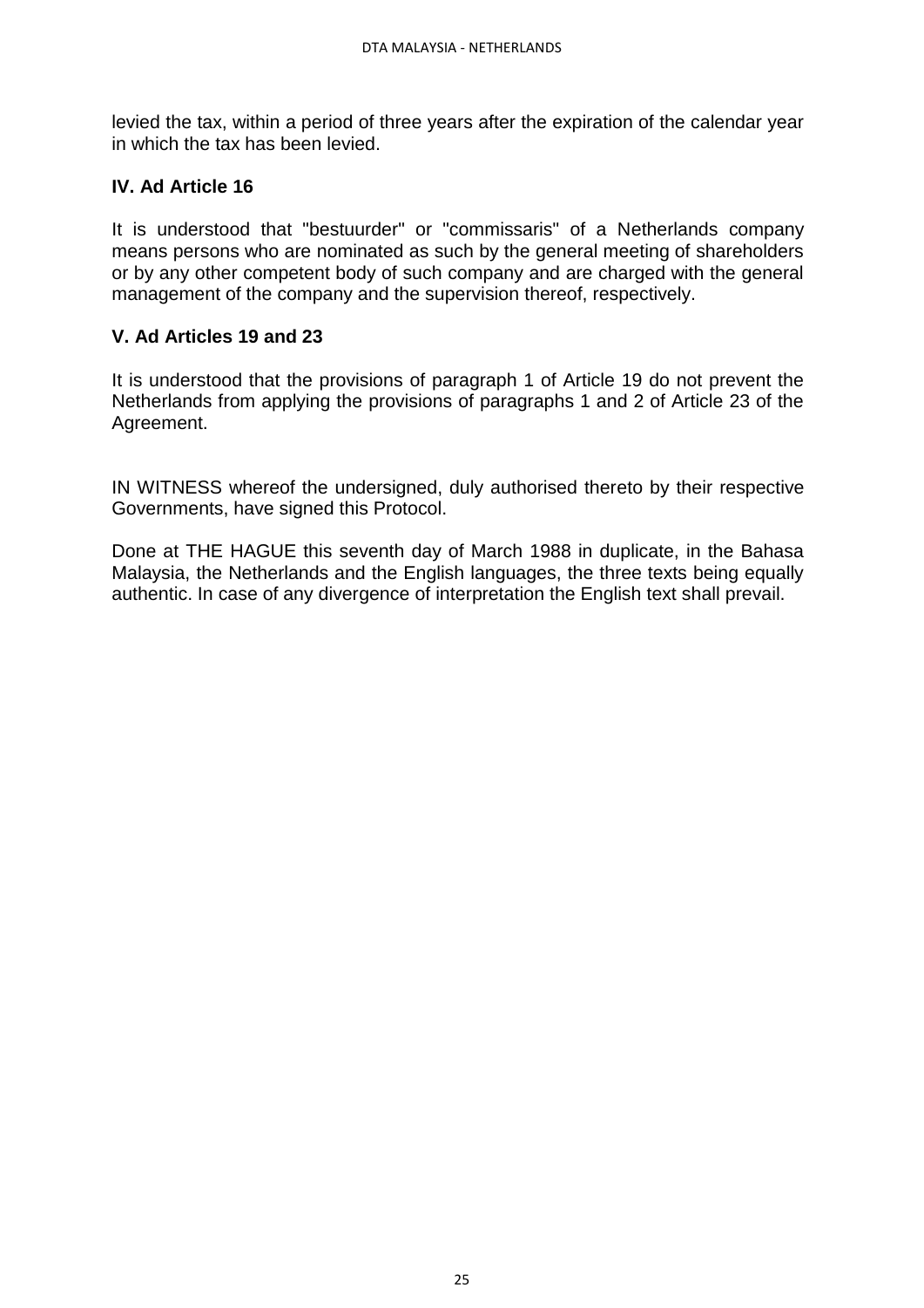levied the tax, within a period of three years after the expiration of the calendar year in which the tax has been levied.

**IV. Ad Article 16**

It is understood that "bestuurder" or "commissaris" of a Netherlands company means persons who are nominated as such by the general meeting of shareholders or by any other competent body of such company and are charged with the general management of the company and the supervision thereof, respectively.

**V. Ad Articles 19 and 23**

It is understood that the provisions of paragraph 1 of Article 19 do not prevent the Netherlands from applying the provisions of paragraphs 1 and 2 of Article 23 of the Agreement.

IN WITNESS whereof the undersigned, duly authorised thereto by their respective Governments, have signed this Protocol.

Done at THE HAGUE this seventh day of March 1988 in duplicate, in the Bahasa Malaysia, the Netherlands and the English languages, the three texts being equally authentic. In case of any divergence of interpretation the English text shall prevail.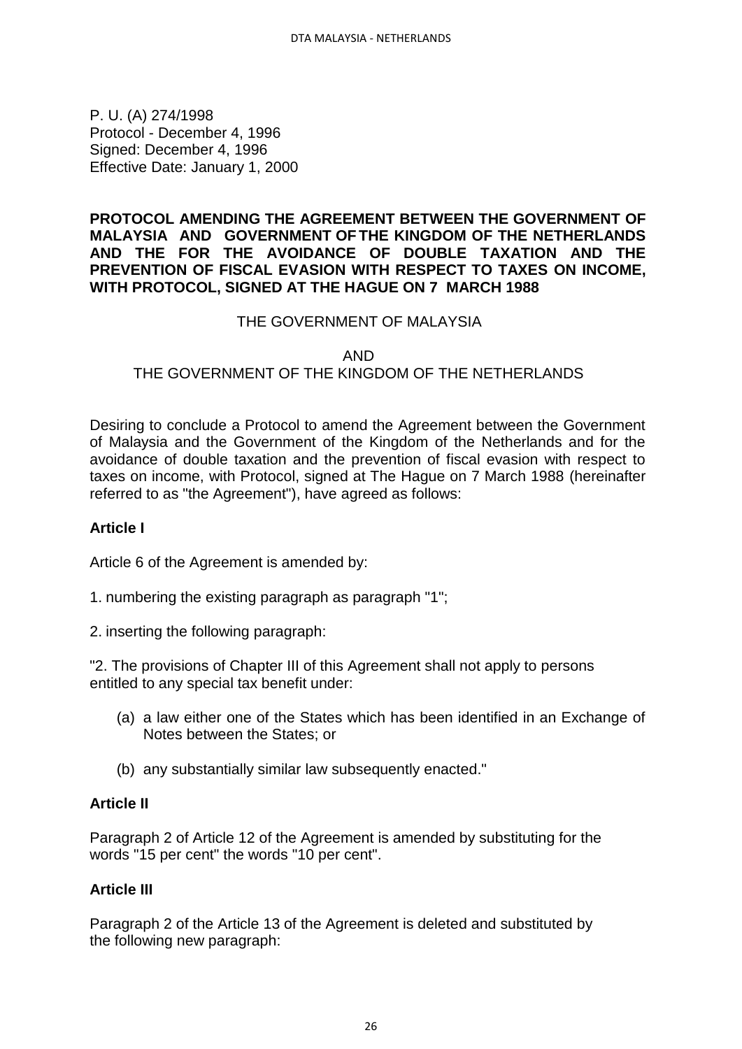P. U. (A) 274/1998
Protocol - December 4, 1996
Signed: December 4, 1996
Effective Date: January 1, 2000

**PROTOCOL AMENDING THE AGREEMENT BETWEEN THE GOVERNMENT OF MALAYSIA AND GOVERNMENT OF THE KINGDOM OF THE NETHERLANDS AND THE FOR THE AVOIDANCE OF DOUBLE TAXATION AND THE PREVENTION OF FISCAL EVASION WITH RESPECT TO TAXES ON INCOME, WITH PROTOCOL, SIGNED AT THE HAGUE ON 7 MARCH 1988**

THE GOVERNMENT OF MALAYSIA

AND
THE GOVERNMENT OF THE KINGDOM OF THE NETHERLANDS

Desiring to conclude a Protocol to amend the Agreement between the Government of Malaysia and the Government of the Kingdom of the Netherlands and for the avoidance of double taxation and the prevention of fiscal evasion with respect to taxes on income, with Protocol, signed at The Hague on 7 March 1988 (hereinafter referred to as "the Agreement"), have agreed as follows:

**Article I**

Article 6 of the Agreement is amended by:

1. numbering the existing paragraph as paragraph "1";

2. inserting the following paragraph:

"2. The provisions of Chapter III of this Agreement shall not apply to persons entitled to any special tax benefit under:

(a) a law either one of the States which has been identified in an Exchange of Notes between the States; or

(b) any substantially similar law subsequently enacted."

**Article II**

Paragraph 2 of Article 12 of the Agreement is amended by substituting for the words "15 per cent" the words "10 per cent".

**Article III**

Paragraph 2 of the Article 13 of the Agreement is deleted and substituted by the following new paragraph: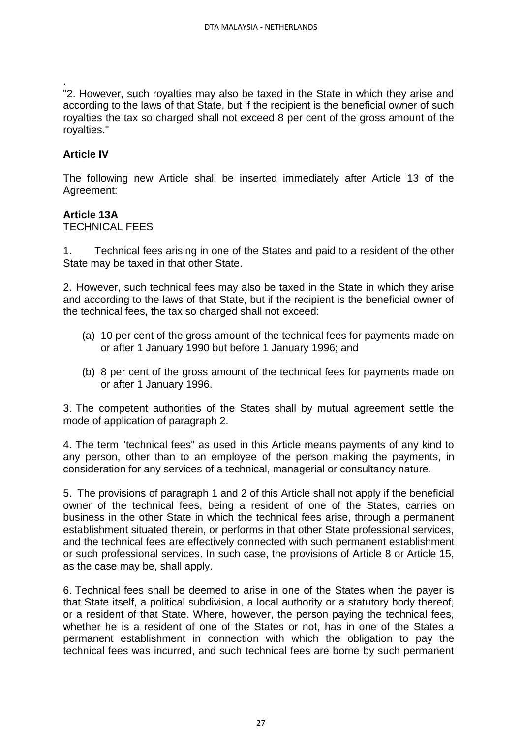.
"2. However, such royalties may also be taxed in the State in which they arise and according to the laws of that State, but if the recipient is the beneficial owner of such royalties the tax so charged shall not exceed 8 per cent of the gross amount of the royalties."

**Article IV**

The following new Article shall be inserted immediately after Article 13 of the Agreement:

**Article 13A**
TECHNICAL FEES

1. Technical fees arising in one of the States and paid to a resident of the other State may be taxed in that other State.

2. However, such technical fees may also be taxed in the State in which they arise and according to the laws of that State, but if the recipient is the beneficial owner of the technical fees, the tax so charged shall not exceed:

(a) 10 per cent of the gross amount of the technical fees for payments made on or after 1 January 1990 but before 1 January 1996; and

(b) 8 per cent of the gross amount of the technical fees for payments made on or after 1 January 1996.

3. The competent authorities of the States shall by mutual agreement settle the mode of application of paragraph 2.

4. The term "technical fees" as used in this Article means payments of any kind to any person, other than to an employee of the person making the payments, in consideration for any services of a technical, managerial or consultancy nature.

5. The provisions of paragraph 1 and 2 of this Article shall not apply if the beneficial owner of the technical fees, being a resident of one of the States, carries on business in the other State in which the technical fees arise, through a permanent establishment situated therein, or performs in that other State professional services, and the technical fees are effectively connected with such permanent establishment or such professional services. In such case, the provisions of Article 8 or Article 15, as the case may be, shall apply.

6. Technical fees shall be deemed to arise in one of the States when the payer is that State itself, a political subdivision, a local authority or a statutory body thereof, or a resident of that State. Where, however, the person paying the technical fees, whether he is a resident of one of the States or not, has in one of the States a permanent establishment in connection with which the obligation to pay the technical fees was incurred, and such technical fees are borne by such permanent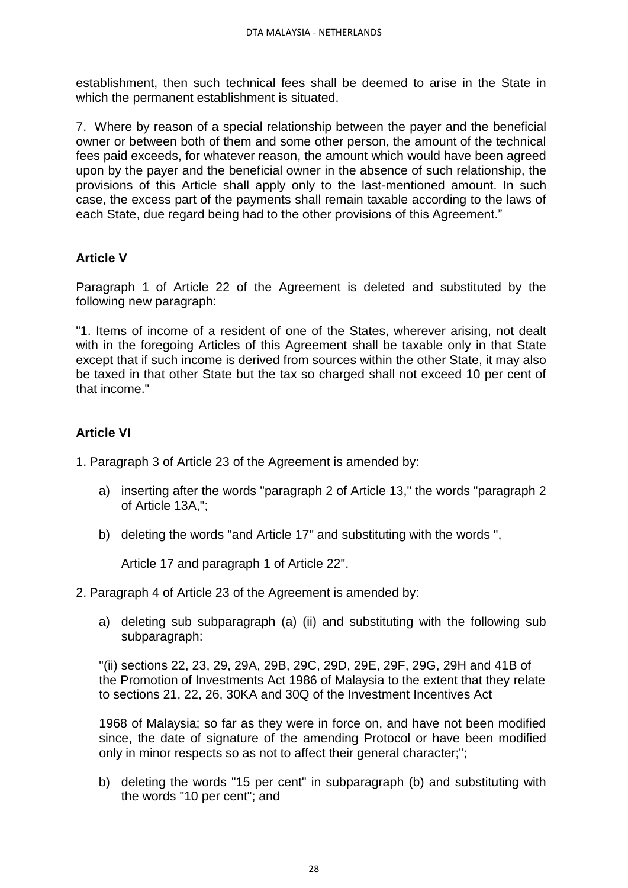establishment, then such technical fees shall be deemed to arise in the State in which the permanent establishment is situated.

7. Where by reason of a special relationship between the payer and the beneficial owner or between both of them and some other person, the amount of the technical fees paid exceeds, for whatever reason, the amount which would have been agreed upon by the payer and the beneficial owner in the absence of such relationship, the provisions of this Article shall apply only to the last-mentioned amount. In such case, the excess part of the payments shall remain taxable according to the laws of each State, due regard being had to the other provisions of this Agreement."

**Article V**

Paragraph 1 of Article 22 of the Agreement is deleted and substituted by the following new paragraph:

"1. Items of income of a resident of one of the States, wherever arising, not dealt with in the foregoing Articles of this Agreement shall be taxable only in that State except that if such income is derived from sources within the other State, it may also be taxed in that other State but the tax so charged shall not exceed 10 per cent of that income."

**Article VI**

1. Paragraph 3 of Article 23 of the Agreement is amended by:

   a) inserting after the words "paragraph 2 of Article 13," the words "paragraph 2 of Article 13A,";

   b) deleting the words "and Article 17" and substituting with the words ", Article 17 and paragraph 1 of Article 22".

2. Paragraph 4 of Article 23 of the Agreement is amended by:

   a) deleting sub subparagraph (a) (ii) and substituting with the following sub subparagraph:

   "(ii) sections 22, 23, 29, 29A, 29B, 29C, 29D, 29E, 29F, 29G, 29H and 41B of the Promotion of Investments Act 1986 of Malaysia to the extent that they relate to sections 21, 22, 26, 30KA and 30Q of the Investment Incentives Act 1968 of Malaysia; so far as they were in force on, and have not been modified since, the date of signature of the amending Protocol or have been modified only in minor respects so as not to affect their general character;";

   b) deleting the words "15 per cent" in subparagraph (b) and substituting with the words "10 per cent"; and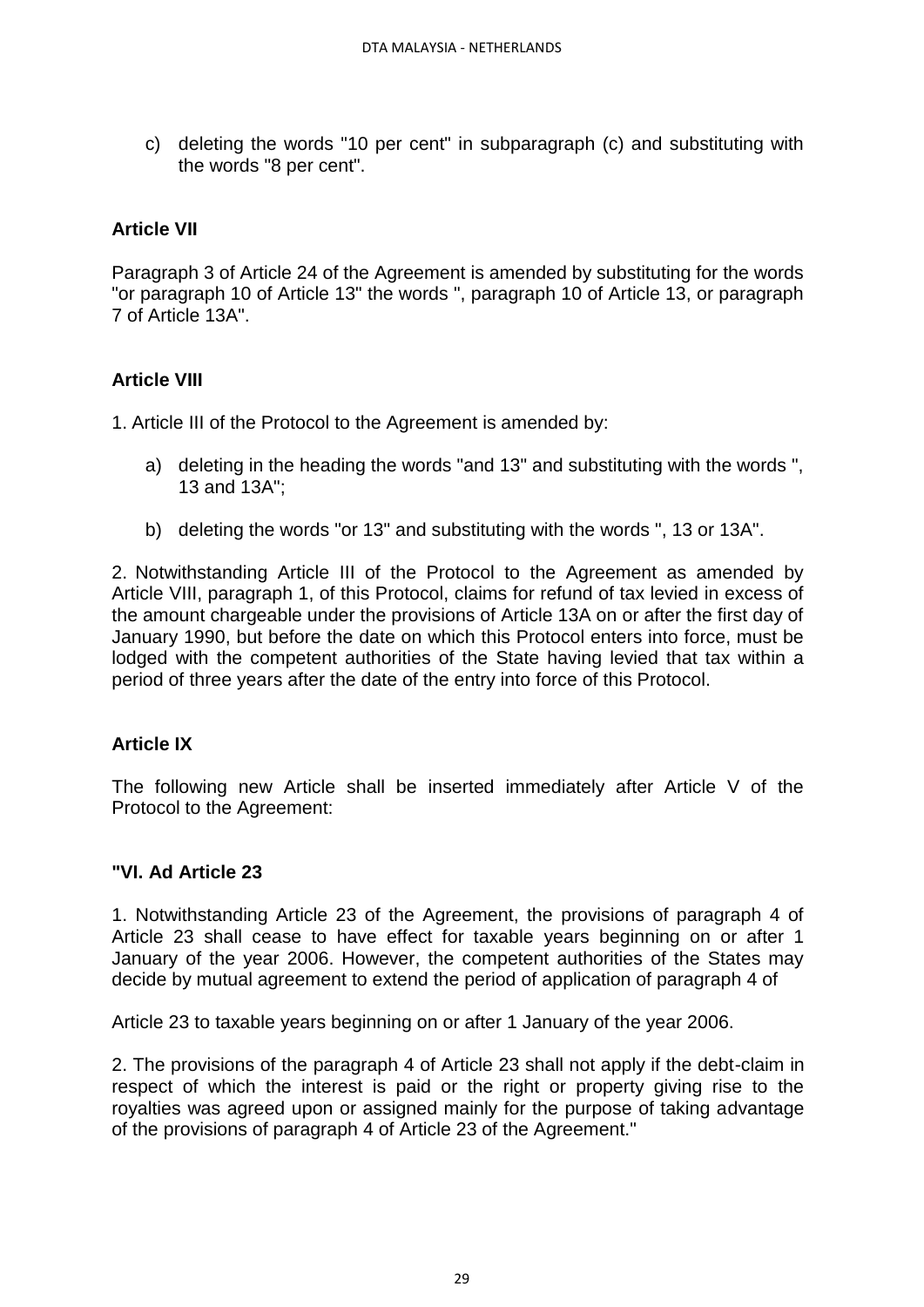c) deleting the words "10 per cent" in subparagraph (c) and substituting with the words "8 per cent".

**Article VII**

Paragraph 3 of Article 24 of the Agreement is amended by substituting for the words "or paragraph 10 of Article 13" the words ", paragraph 10 of Article 13, or paragraph 7 of Article 13A".

**Article VIII**

1. Article III of the Protocol to the Agreement is amended by:

a) deleting in the heading the words "and 13" and substituting with the words ", 13 and 13A";

b) deleting the words "or 13" and substituting with the words ", 13 or 13A".

2. Notwithstanding Article III of the Protocol to the Agreement as amended by Article VIII, paragraph 1, of this Protocol, claims for refund of tax levied in excess of the amount chargeable under the provisions of Article 13A on or after the first day of January 1990, but before the date on which this Protocol enters into force, must be lodged with the competent authorities of the State having levied that tax within a period of three years after the date of the entry into force of this Protocol.

**Article IX**

The following new Article shall be inserted immediately after Article V of the Protocol to the Agreement:

**"VI. Ad Article 23**

1. Notwithstanding Article 23 of the Agreement, the provisions of paragraph 4 of Article 23 shall cease to have effect for taxable years beginning on or after 1 January of the year 2006. However, the competent authorities of the States may decide by mutual agreement to extend the period of application of paragraph 4 of Article 23 to taxable years beginning on or after 1 January of the year 2006.

2. The provisions of the paragraph 4 of Article 23 shall not apply if the debt-claim in respect of which the interest is paid or the right or property giving rise to the royalties was agreed upon or assigned mainly for the purpose of taking advantage of the provisions of paragraph 4 of Article 23 of the Agreement."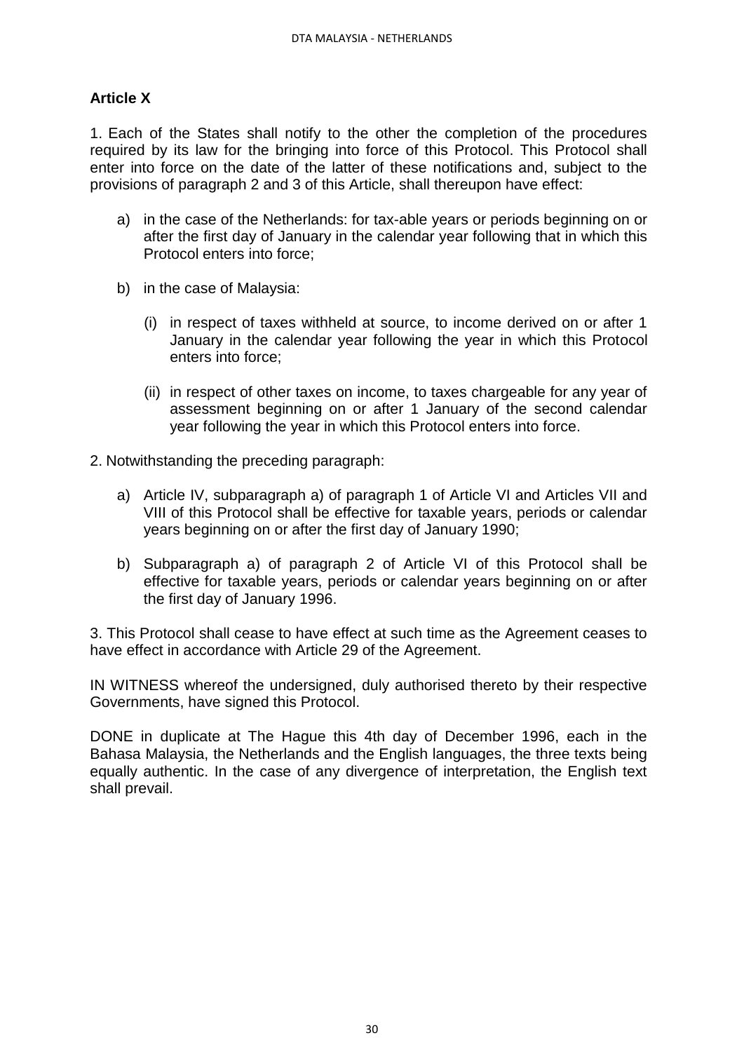**Article X**

1. Each of the States shall notify to the other the completion of the procedures required by its law for the bringing into force of this Protocol. This Protocol shall enter into force on the date of the latter of these notifications and, subject to the provisions of paragraph 2 and 3 of this Article, shall thereupon have effect:

a) in the case of the Netherlands: for tax-able years or periods beginning on or after the first day of January in the calendar year following that in which this Protocol enters into force;

b) in the case of Malaysia:

   (i) in respect of taxes withheld at source, to income derived on or after 1 January in the calendar year following the year in which this Protocol enters into force;

   (ii) in respect of other taxes on income, to taxes chargeable for any year of assessment beginning on or after 1 January of the second calendar year following the year in which this Protocol enters into force.

2. Notwithstanding the preceding paragraph:

a) Article IV, subparagraph a) of paragraph 1 of Article VI and Articles VII and VIII of this Protocol shall be effective for taxable years, periods or calendar years beginning on or after the first day of January 1990;

b) Subparagraph a) of paragraph 2 of Article VI of this Protocol shall be effective for taxable years, periods or calendar years beginning on or after the first day of January 1996.

3. This Protocol shall cease to have effect at such time as the Agreement ceases to have effect in accordance with Article 29 of the Agreement.

IN WITNESS whereof the undersigned, duly authorised thereto by their respective Governments, have signed this Protocol.

DONE in duplicate at The Hague this 4th day of December 1996, each in the Bahasa Malaysia, the Netherlands and the English languages, the three texts being equally authentic. In the case of any divergence of interpretation, the English text shall prevail.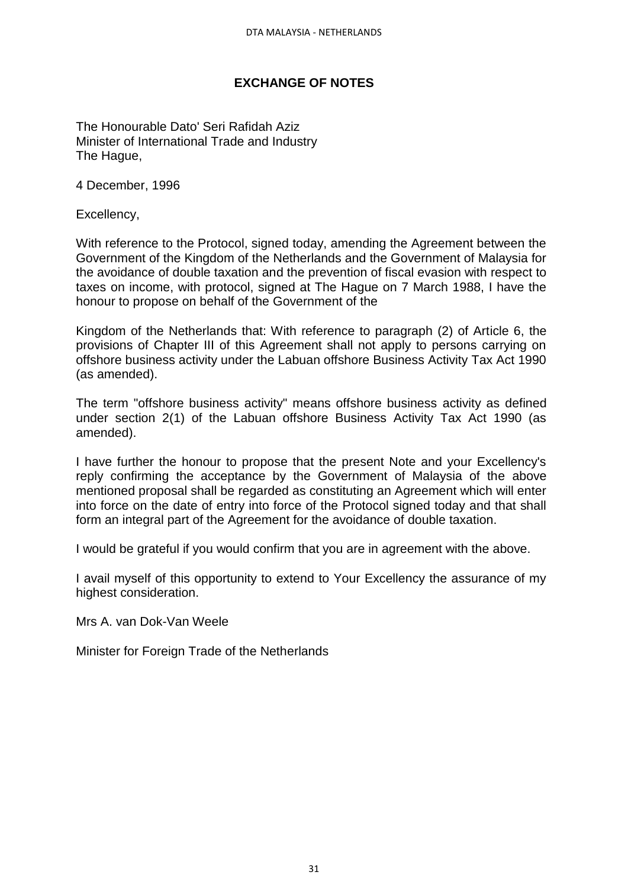## EXCHANGE OF NOTES

The Honourable Dato' Seri Rafidah Aziz
Minister of International Trade and Industry
The Hague,

4 December, 1996

Excellency,

With reference to the Protocol, signed today, amending the Agreement between the Government of the Kingdom of the Netherlands and the Government of Malaysia for the avoidance of double taxation and the prevention of fiscal evasion with respect to taxes on income, with protocol, signed at The Hague on 7 March 1988, I have the honour to propose on behalf of the Government of the

Kingdom of the Netherlands that: With reference to paragraph (2) of Article 6, the provisions of Chapter III of this Agreement shall not apply to persons carrying on offshore business activity under the Labuan offshore Business Activity Tax Act 1990 (as amended).

The term "offshore business activity" means offshore business activity as defined under section 2(1) of the Labuan offshore Business Activity Tax Act 1990 (as amended).

I have further the honour to propose that the present Note and your Excellency's reply confirming the acceptance by the Government of Malaysia of the above mentioned proposal shall be regarded as constituting an Agreement which will enter into force on the date of entry into force of the Protocol signed today and that shall form an integral part of the Agreement for the avoidance of double taxation.

I would be grateful if you would confirm that you are in agreement with the above.

I avail myself of this opportunity to extend to Your Excellency the assurance of my highest consideration.

Mrs A. van Dok-Van Weele

Minister for Foreign Trade of the Netherlands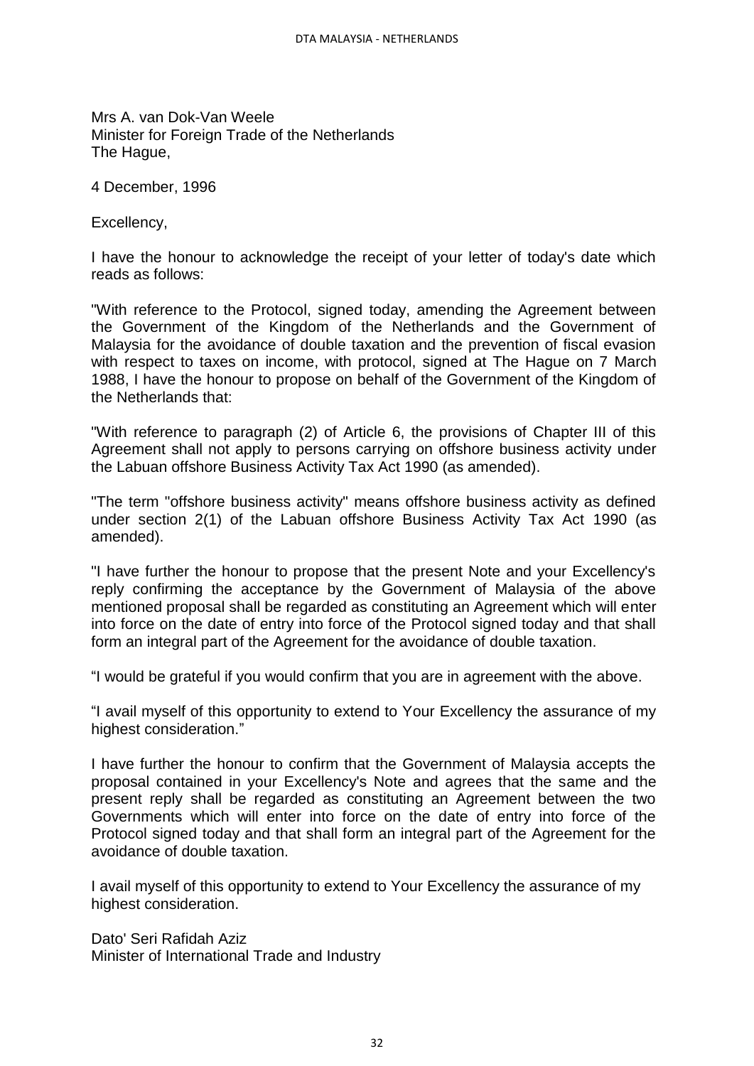Mrs A. van Dok-Van Weele
Minister for Foreign Trade of the Netherlands
The Hague,

4 December, 1996

Excellency,

I have the honour to acknowledge the receipt of your letter of today's date which reads as follows:

"With reference to the Protocol, signed today, amending the Agreement between the Government of the Kingdom of the Netherlands and the Government of Malaysia for the avoidance of double taxation and the prevention of fiscal evasion with respect to taxes on income, with protocol, signed at The Hague on 7 March 1988, I have the honour to propose on behalf of the Government of the Kingdom of the Netherlands that:

"With reference to paragraph (2) of Article 6, the provisions of Chapter III of this Agreement shall not apply to persons carrying on offshore business activity under the Labuan offshore Business Activity Tax Act 1990 (as amended).

"The term "offshore business activity" means offshore business activity as defined under section 2(1) of the Labuan offshore Business Activity Tax Act 1990 (as amended).

"I have further the honour to propose that the present Note and your Excellency's reply confirming the acceptance by the Government of Malaysia of the above mentioned proposal shall be regarded as constituting an Agreement which will enter into force on the date of entry into force of the Protocol signed today and that shall form an integral part of the Agreement for the avoidance of double taxation.

“I would be grateful if you would confirm that you are in agreement with the above.

“I avail myself of this opportunity to extend to Your Excellency the assurance of my highest consideration.”

I have further the honour to confirm that the Government of Malaysia accepts the proposal contained in your Excellency's Note and agrees that the same and the present reply shall be regarded as constituting an Agreement between the two Governments which will enter into force on the date of entry into force of the Protocol signed today and that shall form an integral part of the Agreement for the avoidance of double taxation.

I avail myself of this opportunity to extend to Your Excellency the assurance of my highest consideration.

Dato' Seri Rafidah Aziz
Minister of International Trade and Industry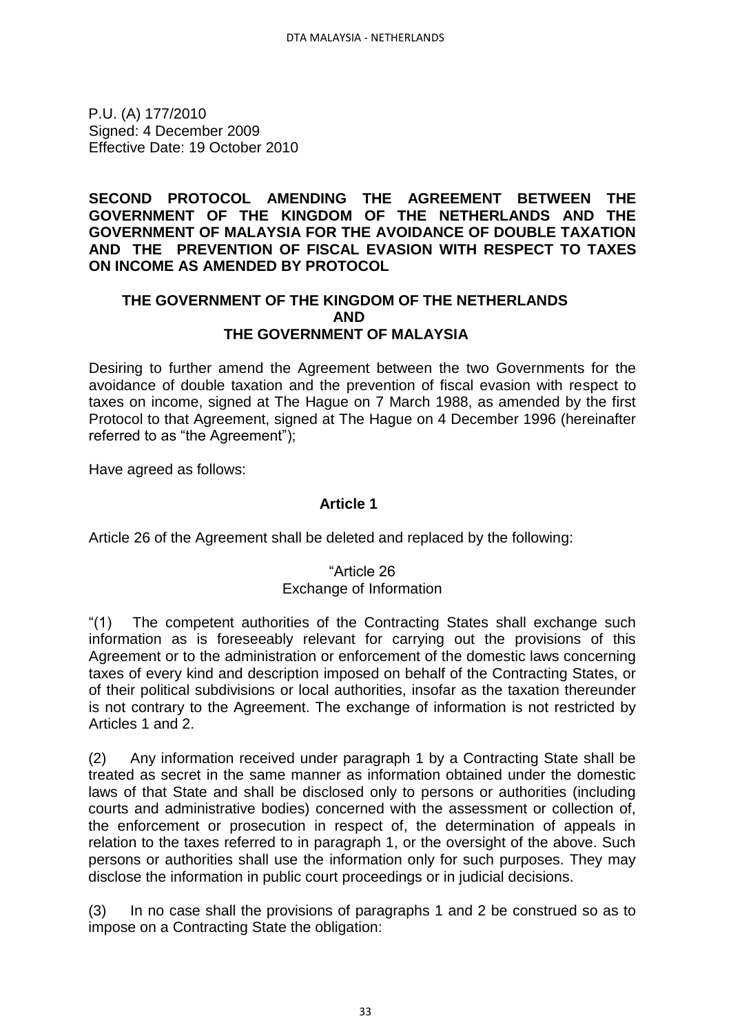P.U. (A) 177/2010
Signed: 4 December 2009
Effective Date: 19 October 2010

**SECOND PROTOCOL AMENDING THE AGREEMENT BETWEEN THE GOVERNMENT OF THE KINGDOM OF THE NETHERLANDS AND THE GOVERNMENT OF MALAYSIA FOR THE AVOIDANCE OF DOUBLE TAXATION AND THE PREVENTION OF FISCAL EVASION WITH RESPECT TO TAXES ON INCOME AS AMENDED BY PROTOCOL**

**THE GOVERNMENT OF THE KINGDOM OF THE NETHERLANDS**
**AND**
**THE GOVERNMENT OF MALAYSIA**

Desiring to further amend the Agreement between the two Governments for the avoidance of double taxation and the prevention of fiscal evasion with respect to taxes on income, signed at The Hague on 7 March 1988, as amended by the first Protocol to that Agreement, signed at The Hague on 4 December 1996 (hereinafter referred to as "the Agreement");

Have agreed as follows:

**Article 1**

Article 26 of the Agreement shall be deleted and replaced by the following:

"Article 26
Exchange of Information

"(1) The competent authorities of the Contracting States shall exchange such information as is foreseeably relevant for carrying out the provisions of this Agreement or to the administration or enforcement of the domestic laws concerning taxes of every kind and description imposed on behalf of the Contracting States, or of their political subdivisions or local authorities, insofar as the taxation thereunder is not contrary to the Agreement. The exchange of information is not restricted by Articles 1 and 2.

(2) Any information received under paragraph 1 by a Contracting State shall be treated as secret in the same manner as information obtained under the domestic laws of that State and shall be disclosed only to persons or authorities (including courts and administrative bodies) concerned with the assessment or collection of, the enforcement or prosecution in respect of, the determination of appeals in relation to the taxes referred to in paragraph 1, or the oversight of the above. Such persons or authorities shall use the information only for such purposes. They may disclose the information in public court proceedings or in judicial decisions.

(3) In no case shall the provisions of paragraphs 1 and 2 be construed so as to impose on a Contracting State the obligation: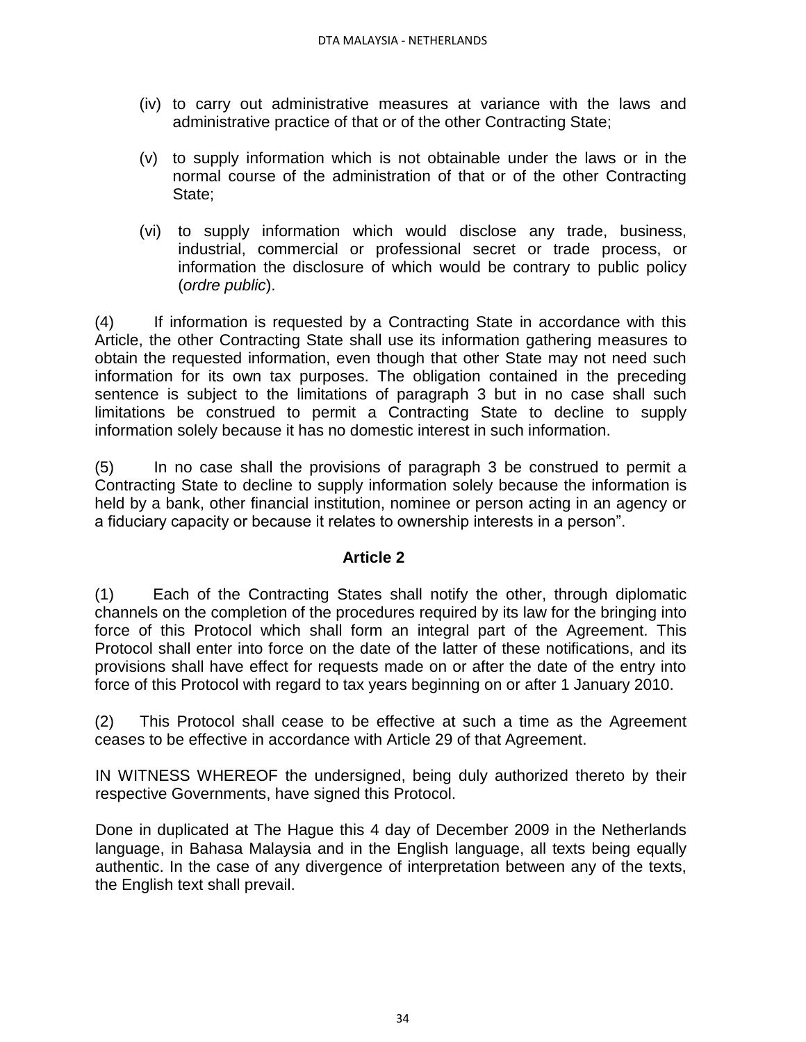(iv) to carry out administrative measures at variance with the laws and administrative practice of that or of the other Contracting State;

(v) to supply information which is not obtainable under the laws or in the normal course of the administration of that or of the other Contracting State;

(vi) to supply information which would disclose any trade, business, industrial, commercial or professional secret or trade process, or information the disclosure of which would be contrary to public policy (*ordre public*).

(4) If information is requested by a Contracting State in accordance with this Article, the other Contracting State shall use its information gathering measures to obtain the requested information, even though that other State may not need such information for its own tax purposes. The obligation contained in the preceding sentence is subject to the limitations of paragraph 3 but in no case shall such limitations be construed to permit a Contracting State to decline to supply information solely because it has no domestic interest in such information.

(5) In no case shall the provisions of paragraph 3 be construed to permit a Contracting State to decline to supply information solely because the information is held by a bank, other financial institution, nominee or person acting in an agency or a fiduciary capacity or because it relates to ownership interests in a person".

**Article 2**

(1) Each of the Contracting States shall notify the other, through diplomatic channels on the completion of the procedures required by its law for the bringing into force of this Protocol which shall form an integral part of the Agreement. This Protocol shall enter into force on the date of the latter of these notifications, and its provisions shall have effect for requests made on or after the date of the entry into force of this Protocol with regard to tax years beginning on or after 1 January 2010.

(2) This Protocol shall cease to be effective at such a time as the Agreement ceases to be effective in accordance with Article 29 of that Agreement.

IN WITNESS WHEREOF the undersigned, being duly authorized thereto by their respective Governments, have signed this Protocol.

Done in duplicated at The Hague this 4 day of December 2009 in the Netherlands language, in Bahasa Malaysia and in the English language, all texts being equally authentic. In the case of any divergence of interpretation between any of the texts, the English text shall prevail.